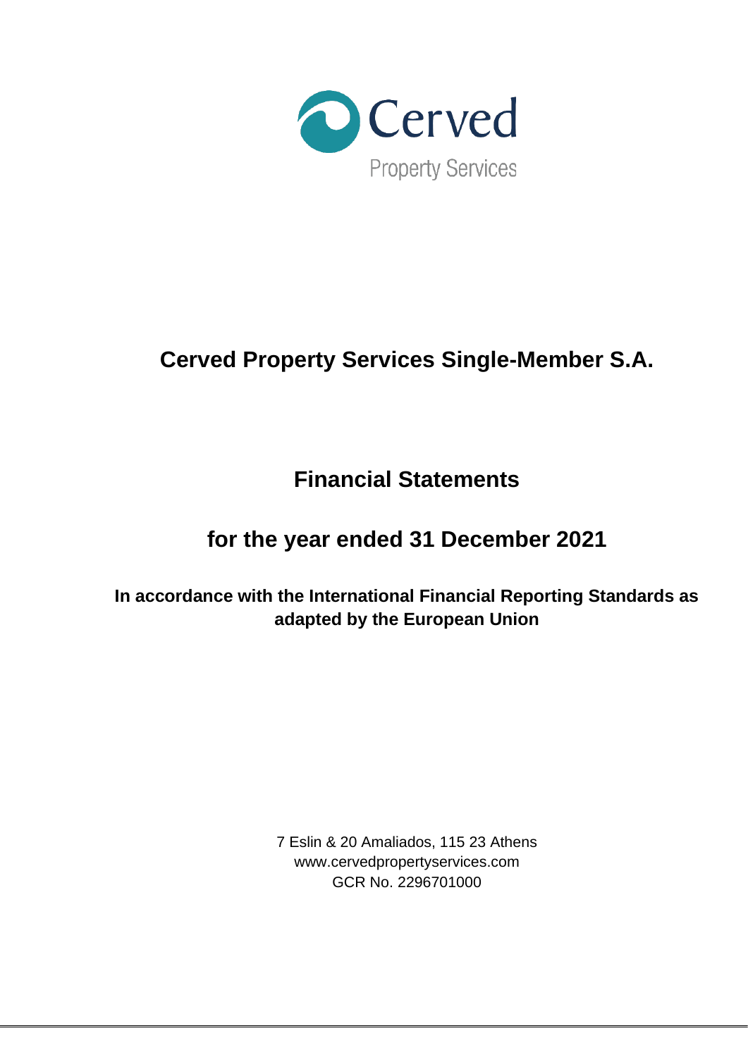Cerved

Property Services

# Cerved Property Services Single-Member S.A.

## Financial Statements

## for the year ended 31 December 2021

**In accordance with the International Financial Reporting Standards as adapted by the European Union**

7 Eslin & 20 Amaliados, 115 23 Athens
www.cervedpropertyservices.com
GCR No. 2296701000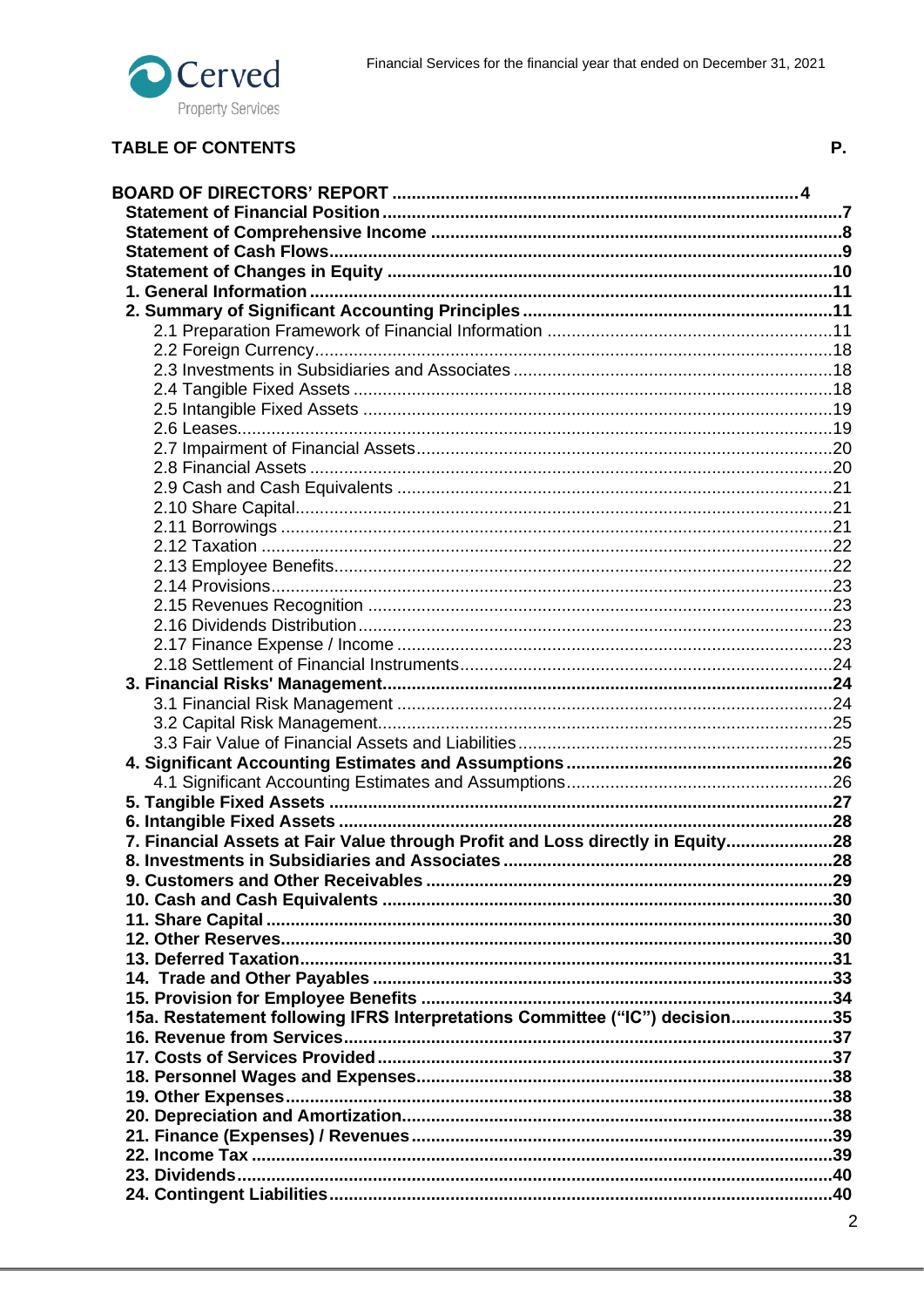## TABLE OF CONTENTS

| | P. |
|---|---|
| **BOARD OF DIRECTORS' REPORT** | **4** |
| **Statement of Financial Position** | **7** |
| **Statement of Comprehensive Income** | **8** |
| **Statement of Cash Flows** | **9** |
| **Statement of Changes in Equity** | **10** |
| **1. General Information** | **11** |
| **2. Summary of Significant Accounting Principles** | **11** |
| 2.1 Preparation Framework of Financial Information | 11 |
| 2.2 Foreign Currency | 18 |
| 2.3 Investments in Subsidiaries and Associates | 18 |
| 2.4 Tangible Fixed Assets | 18 |
| 2.5 Intangible Fixed Assets | 19 |
| 2.6 Leases | 19 |
| 2.7 Impairment of Financial Assets | 20 |
| 2.8 Financial Assets | 20 |
| 2.9 Cash and Cash Equivalents | 21 |
| 2.10 Share Capital | 21 |
| 2.11 Borrowings | 21 |
| 2.12 Taxation | 22 |
| 2.13 Employee Benefits | 22 |
| 2.14 Provisions | 23 |
| 2.15 Revenues Recognition | 23 |
| 2.16 Dividends Distribution | 23 |
| 2.17 Finance Expense / Income | 23 |
| 2.18 Settlement of Financial Instruments | 24 |
| **3. Financial Risks' Management** | **24** |
| 3.1 Financial Risk Management | 24 |
| 3.2 Capital Risk Management | 25 |
| 3.3 Fair Value of Financial Assets and Liabilities | 25 |
| **4. Significant Accounting Estimates and Assumptions** | **26** |
| 4.1 Significant Accounting Estimates and Assumptions | 26 |
| **5. Tangible Fixed Assets** | **27** |
| **6. Intangible Fixed Assets** | **28** |
| **7. Financial Assets at Fair Value through Profit and Loss directly in Equity** | **28** |
| **8. Investments in Subsidiaries and Associates** | **28** |
| **9. Customers and Other Receivables** | **29** |
| **10. Cash and Cash Equivalents** | **30** |
| **11. Share Capital** | **30** |
| **12. Other Reserves** | **30** |
| **13. Deferred Taxation** | **31** |
| **14. Trade and Other Payables** | **33** |
| **15. Provision for Employee Benefits** | **34** |
| **15a. Restatement following IFRS Interpretations Committee ("IC") decision** | **35** |
| **16. Revenue from Services** | **37** |
| **17. Costs of Services Provided** | **37** |
| **18. Personnel Wages and Expenses** | **38** |
| **19. Other Expenses** | **38** |
| **20. Depreciation and Amortization** | **38** |
| **21. Finance (Expenses) / Revenues** | **39** |
| **22. Income Tax** | **39** |
| **23. Dividends** | **40** |
| **24. Contingent Liabilities** | **40** |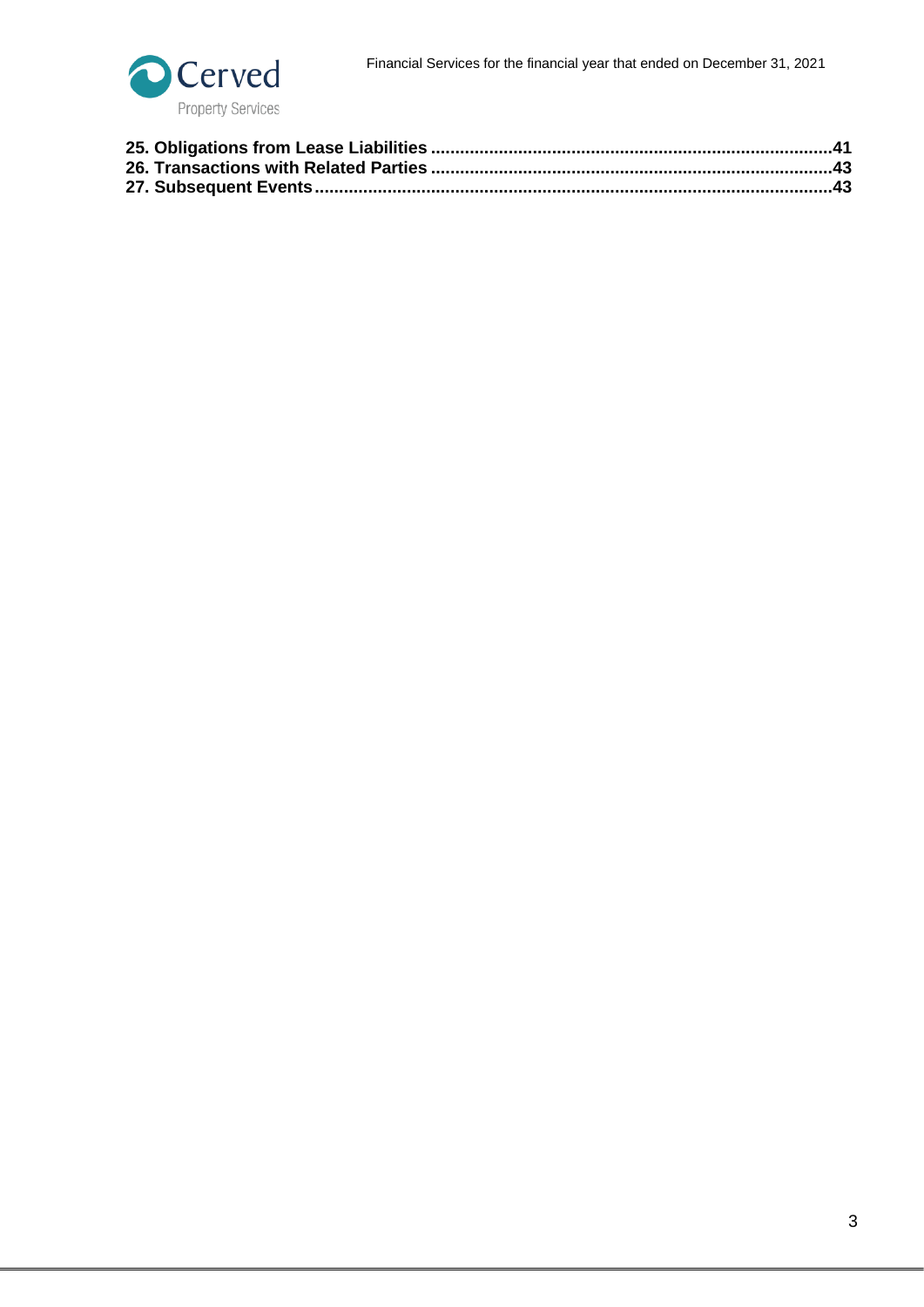**25. Obligations from Lease Liabilities** ....................................................................................**41**
**26. Transactions with Related Parties** ....................................................................................**43**
**27. Subsequent Events** .............................................................................................................**43**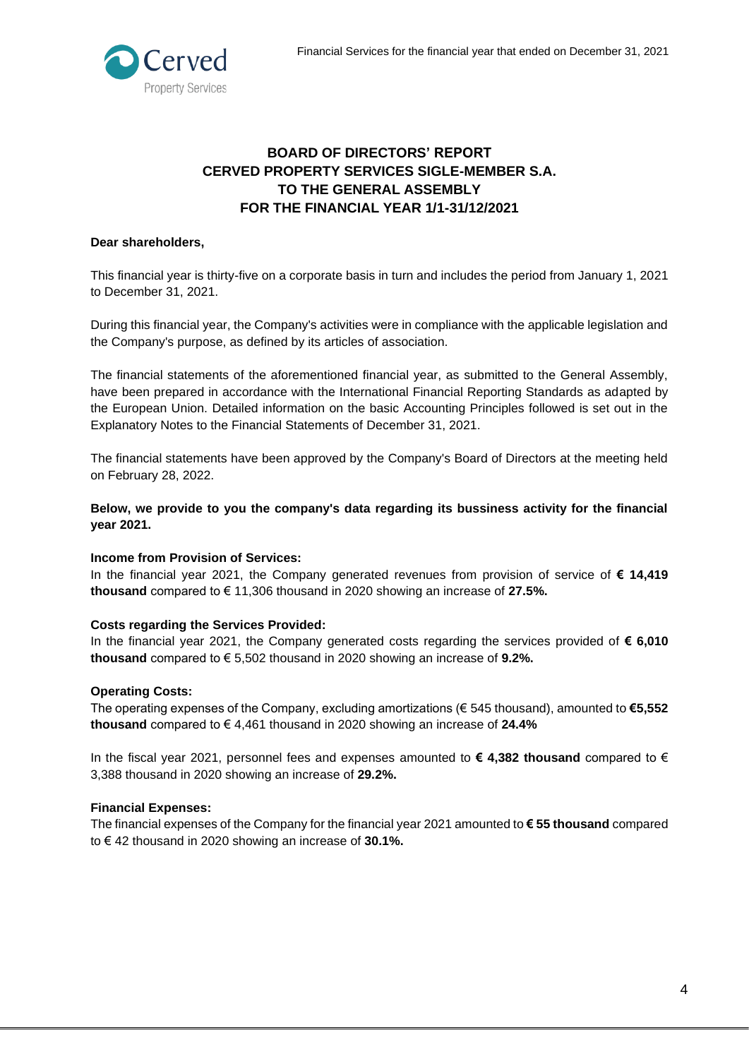# BOARD OF DIRECTORS' REPORT
# CERVED PROPERTY SERVICES SIGLE-MEMBER S.A.
# TO THE GENERAL ASSEMBLY
# FOR THE FINANCIAL YEAR 1/1-31/12/2021

**Dear shareholders,**

This financial year is thirty-five on a corporate basis in turn and includes the period from January 1, 2021 to December 31, 2021.

During this financial year, the Company's activities were in compliance with the applicable legislation and the Company's purpose, as defined by its articles of association.

The financial statements of the aforementioned financial year, as submitted to the General Assembly, have been prepared in accordance with the International Financial Reporting Standards as adapted by the European Union. Detailed information on the basic Accounting Principles followed is set out in the Explanatory Notes to the Financial Statements of December 31, 2021.

The financial statements have been approved by the Company's Board of Directors at the meeting held on February 28, 2022.

**Below, we provide to you the company's data regarding its bussiness activity for the financial year 2021.**

**Income from Provision of Services:**
In the financial year 2021, the Company generated revenues from provision of service of **€ 14,419 thousand** compared to € 11,306 thousand in 2020 showing an increase of **27.5%.**

**Costs regarding the Services Provided:**
In the financial year 2021, the Company generated costs regarding the services provided of **€ 6,010 thousand** compared to € 5,502 thousand in 2020 showing an increase of **9.2%.**

**Operating Costs:**
The operating expenses of the Company, excluding amortizations (€ 545 thousand), amounted to **€5,552 thousand** compared to € 4,461 thousand in 2020 showing an increase of **24.4%**

In the fiscal year 2021, personnel fees and expenses amounted to **€ 4,382 thousand** compared to € 3,388 thousand in 2020 showing an increase of **29.2%.**

**Financial Expenses:**
The financial expenses of the Company for the financial year 2021 amounted to **€ 55 thousand** compared to € 42 thousand in 2020 showing an increase of **30.1%.**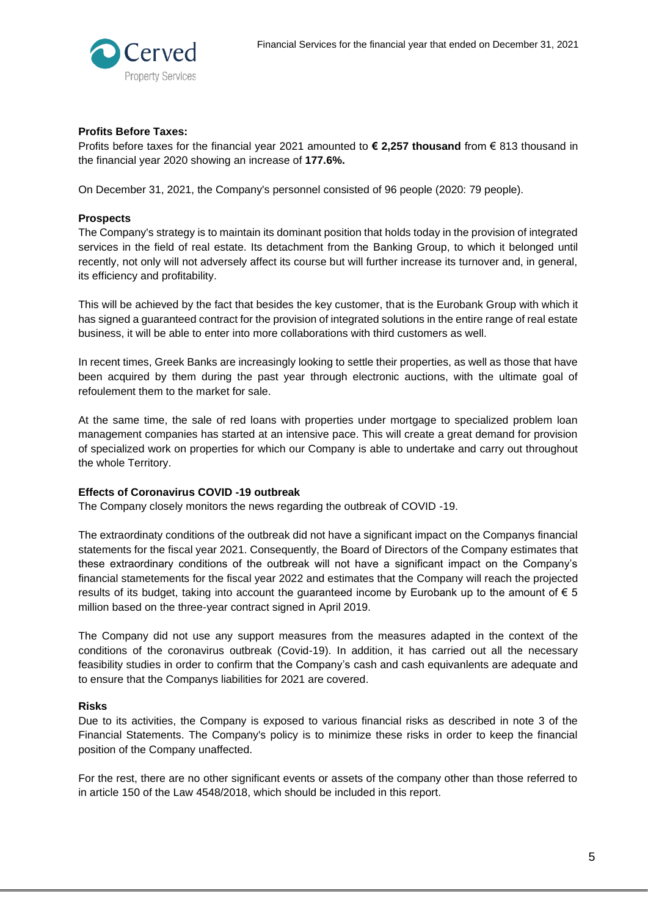**Profits Before Taxes:**

Profits before taxes for the financial year 2021 amounted to **€ 2,257 thousand** from € 813 thousand in the financial year 2020 showing an increase of **177.6%.**

On December 31, 2021, the Company's personnel consisted of 96 people (2020: 79 people).

**Prospects**

The Company's strategy is to maintain its dominant position that holds today in the provision of integrated services in the field of real estate. Its detachment from the Banking Group, to which it belonged until recently, not only will not adversely affect its course but will further increase its turnover and, in general, its efficiency and profitability.

This will be achieved by the fact that besides the key customer, that is the Eurobank Group with which it has signed a guaranteed contract for the provision of integrated solutions in the entire range of real estate business, it will be able to enter into more collaborations with third customers as well.

In recent times, Greek Banks are increasingly looking to settle their properties, as well as those that have been acquired by them during the past year through electronic auctions, with the ultimate goal of refoulement them to the market for sale.

At the same time, the sale of red loans with properties under mortgage to specialized problem loan management companies has started at an intensive pace. This will create a great demand for provision of specialized work on properties for which our Company is able to undertake and carry out throughout the whole Territory.

**Effects of Coronavirus COVID -19 outbreak**

The Company closely monitors the news regarding the outbreak of COVID -19.

The extraordinaty conditions of the outbreak did not have a significant impact on the Companys financial statements for the fiscal year 2021. Consequently, the Board of Directors of the Company estimates that these extraordinary conditions of the outbreak will not have a significant impact on the Company's financial stametements for the fiscal year 2022 and estimates that the Company will reach the projected results of its budget, taking into account the guaranteed income by Eurobank up to the amount of € 5 million based on the three-year contract signed in April 2019.

The Company did not use any support measures from the measures adapted in the context of the conditions of the coronavirus outbreak (Covid-19). In addition, it has carried out all the necessary feasibility studies in order to confirm that the Company's cash and cash equivanlents are adequate and to ensure that the Companys liabilities for 2021 are covered.

**Risks**

Due to its activities, the Company is exposed to various financial risks as described in note 3 of the Financial Statements. The Company's policy is to minimize these risks in order to keep the financial position of the Company unaffected.

For the rest, there are no other significant events or assets of the company other than those referred to in article 150 of the Law 4548/2018, which should be included in this report.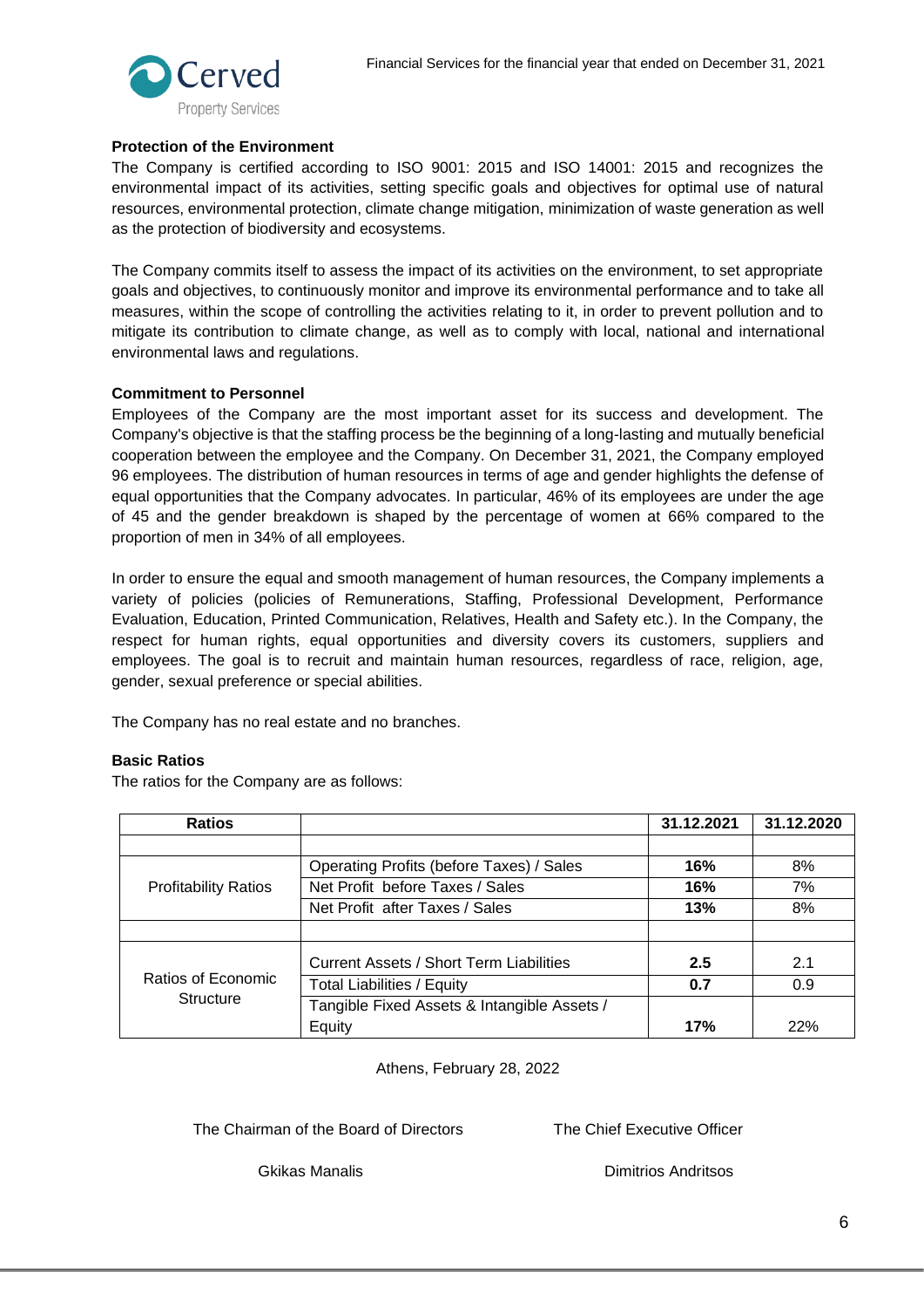**Protection of the Environment**

The Company is certified according to ISO 9001: 2015 and ISO 14001: 2015 and recognizes the environmental impact of its activities, setting specific goals and objectives for optimal use of natural resources, environmental protection, climate change mitigation, minimization of waste generation as well as the protection of biodiversity and ecosystems.

The Company commits itself to assess the impact of its activities on the environment, to set appropriate goals and objectives, to continuously monitor and improve its environmental performance and to take all measures, within the scope of controlling the activities relating to it, in order to prevent pollution and to mitigate its contribution to climate change, as well as to comply with local, national and international environmental laws and regulations.

**Commitment to Personnel**

Employees of the Company are the most important asset for its success and development. The Company's objective is that the staffing process be the beginning of a long-lasting and mutually beneficial cooperation between the employee and the Company. On December 31, 2021, the Company employed 96 employees. The distribution of human resources in terms of age and gender highlights the defense of equal opportunities that the Company advocates. In particular, 46% of its employees are under the age of 45 and the gender breakdown is shaped by the percentage of women at 66% compared to the proportion of men in 34% of all employees.

In order to ensure the equal and smooth management of human resources, the Company implements a variety of policies (policies of Remunerations, Staffing, Professional Development, Performance Evaluation, Education, Printed Communication, Relatives, Health and Safety etc.). In the Company, the respect for human rights, equal opportunities and diversity covers its customers, suppliers and employees. The goal is to recruit and maintain human resources, regardless of race, religion, age, gender, sexual preference or special abilities.

The Company has no real estate and no branches.

**Basic Ratios**

The ratios for the Company are as follows:

| Ratios | | 31.12.2021 | 31.12.2020 |
|---|---|---|---|
| | | | |
| Profitability Ratios | Operating Profits (before Taxes) / Sales | **16%** | 8% |
| | Net Profit before Taxes / Sales | **16%** | 7% |
| | Net Profit after Taxes / Sales | **13%** | 8% |
| | | | |
| Ratios of Economic Structure | Current Assets / Short Term Liabilities | **2.5** | 2.1 |
| | Total Liabilities / Equity | **0.7** | 0.9 |
| | Tangible Fixed Assets & Intangible Assets / Equity | **17%** | 22% |

Athens, February 28, 2022

The Chairman of the Board of Directors

Gkikas Manalis

The Chief Executive Officer

Dimitrios Andritsos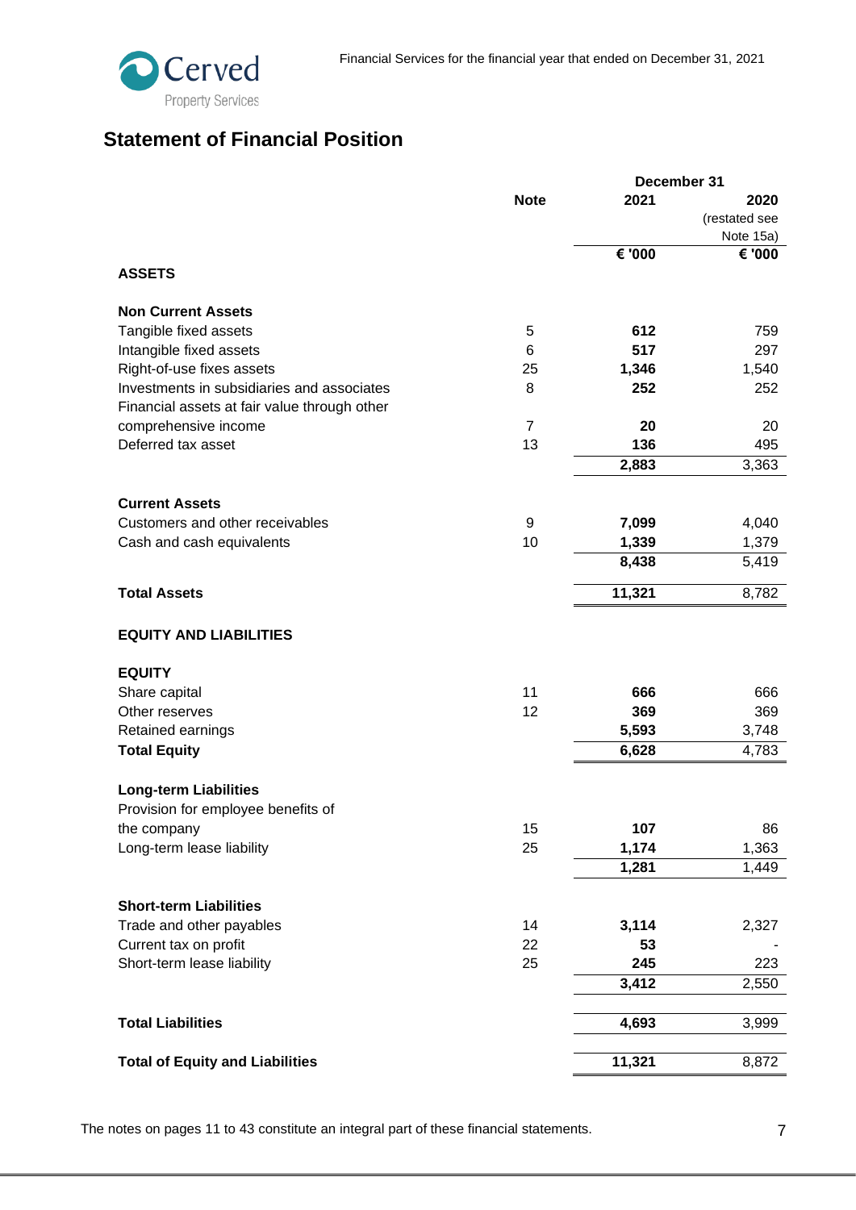## Statement of Financial Position

| | Note | December 31 2021 | 2020 (restated see Note 15a) |
|---|---|---|---|
| | | **€ '000** | **€ '000** |
| **ASSETS** | | | |
| **Non Current Assets** | | | |
| Tangible fixed assets | 5 | **612** | 759 |
| Intangible fixed assets | 6 | **517** | 297 |
| Right-of-use fixes assets | 25 | **1,346** | 1,540 |
| Investments in subsidiaries and associates | 8 | **252** | 252 |
| Financial assets at fair value through other comprehensive income | 7 | **20** | 20 |
| Deferred tax asset | 13 | **136** | 495 |
| | | **2,883** | 3,363 |
| **Current Assets** | | | |
| Customers and other receivables | 9 | **7,099** | 4,040 |
| Cash and cash equivalents | 10 | **1,339** | 1,379 |
| | | **8,438** | 5,419 |
| **Total Assets** | | **11,321** | 8,782 |
| **EQUITY AND LIABILITIES** | | | |
| **EQUITY** | | | |
| Share capital | 11 | **666** | 666 |
| Other reserves | 12 | **369** | 369 |
| Retained earnings | | **5,593** | 3,748 |
| **Total Equity** | | **6,628** | 4,783 |
| **Long-term Liabilities** | | | |
| Provision for employee benefits of the company | 15 | **107** | 86 |
| Long-term lease liability | 25 | **1,174** | 1,363 |
| | | **1,281** | 1,449 |
| **Short-term Liabilities** | | | |
| Trade and other payables | 14 | **3,114** | 2,327 |
| Current tax on profit | 22 | **53** | - |
| Short-term lease liability | 25 | **245** | 223 |
| | | **3,412** | 2,550 |
| **Total Liabilities** | | **4,693** | 3,999 |
| **Total of Equity and Liabilities** | | **11,321** | 8,872 |

The notes on pages 11 to 43 constitute an integral part of these financial statements.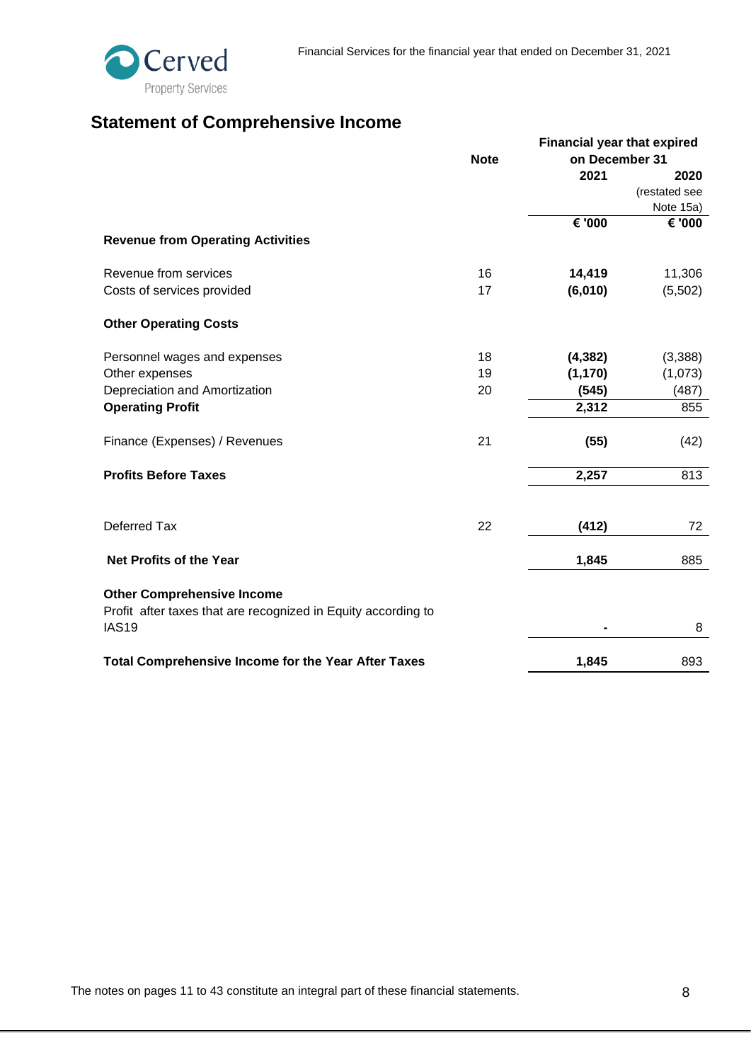## Statement of Comprehensive Income

| | Note | Financial year that expired on December 31 2021 | 2020 (restated see Note 15a) |
|---|---|---|---|
| | | **€ '000** | **€ '000** |
| **Revenue from Operating Activities** | | | |
| Revenue from services | 16 | **14,419** | 11,306 |
| Costs of services provided | 17 | **(6,010)** | (5,502) |
| **Other Operating Costs** | | | |
| Personnel wages and expenses | 18 | **(4,382)** | (3,388) |
| Other expenses | 19 | **(1,170)** | (1,073) |
| Depreciation and Amortization | 20 | **(545)** | (487) |
| **Operating Profit** | | **2,312** | 855 |
| Finance (Expenses) / Revenues | 21 | **(55)** | (42) |
| **Profits Before Taxes** | | **2,257** | 813 |
| Deferred Tax | 22 | **(412)** | 72 |
| **Net Profits of the Year** | | **1,845** | 885 |
| **Other Comprehensive Income** | | | |
| Profit after taxes that are recognized in Equity according to IAS19 | | **-** | 8 |
| **Total Comprehensive Income for the Year After Taxes** | | **1,845** | 893 |

The notes on pages 11 to 43 constitute an integral part of these financial statements.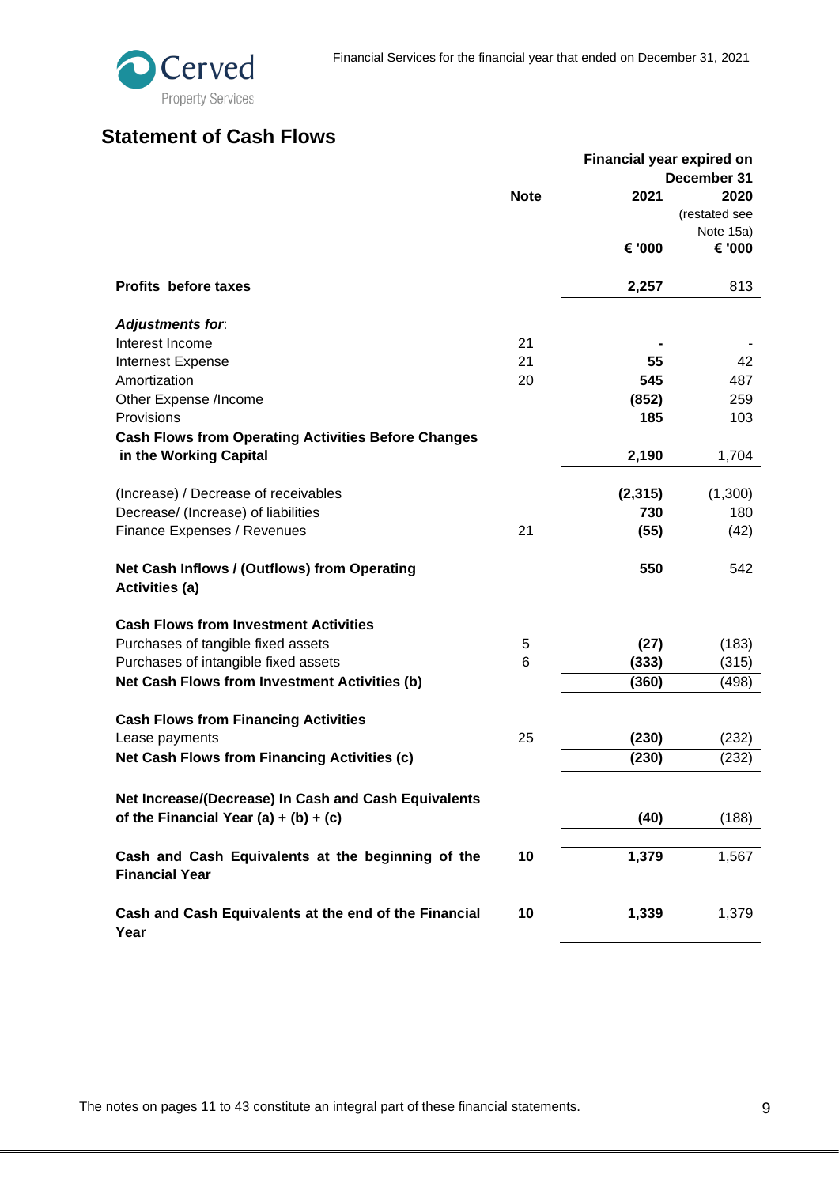## Statement of Cash Flows

| | Note | Financial year expired on December 31 2021 € '000 | 2020 (restated see Note 15a) € '000 |
|---|---|---|---|
| **Profits before taxes** | | **2,257** | 813 |
| ***Adjustments for*:** | | | |
| Interest Income | 21 | **-** | - |
| Internest Expense | 21 | **55** | 42 |
| Amortization | 20 | **545** | 487 |
| Other Expense /Income | | **(852)** | 259 |
| Provisions | | **185** | 103 |
| **Cash Flows from Operating Activities Before Changes in the Working Capital** | | **2,190** | 1,704 |
| (Increase) / Decrease of receivables | | **(2,315)** | (1,300) |
| Decrease/ (Increase) of liabilities | | **730** | 180 |
| Finance Expenses / Revenues | 21 | **(55)** | (42) |
| **Net Cash Inflows / (Outflows) from Operating Activities (a)** | | **550** | 542 |
| **Cash Flows from Investment Activities** | | | |
| Purchases of tangible fixed assets | 5 | **(27)** | (183) |
| Purchases of intangible fixed assets | 6 | **(333)** | (315) |
| **Net Cash Flows from Investment Activities (b)** | | **(360)** | (498) |
| **Cash Flows from Financing Activities** | | | |
| Lease payments | 25 | **(230)** | (232) |
| **Net Cash Flows from Financing Activities (c)** | | **(230)** | (232) |
| **Net Increase/(Decrease) In Cash and Cash Equivalents of the Financial Year (a) + (b) + (c)** | | **(40)** | (188) |
| **Cash and Cash Equivalents at the beginning of the Financial Year** | **10** | **1,379** | 1,567 |
| **Cash and Cash Equivalents at the end of the Financial Year** | **10** | **1,339** | 1,379 |

The notes on pages 11 to 43 constitute an integral part of these financial statements.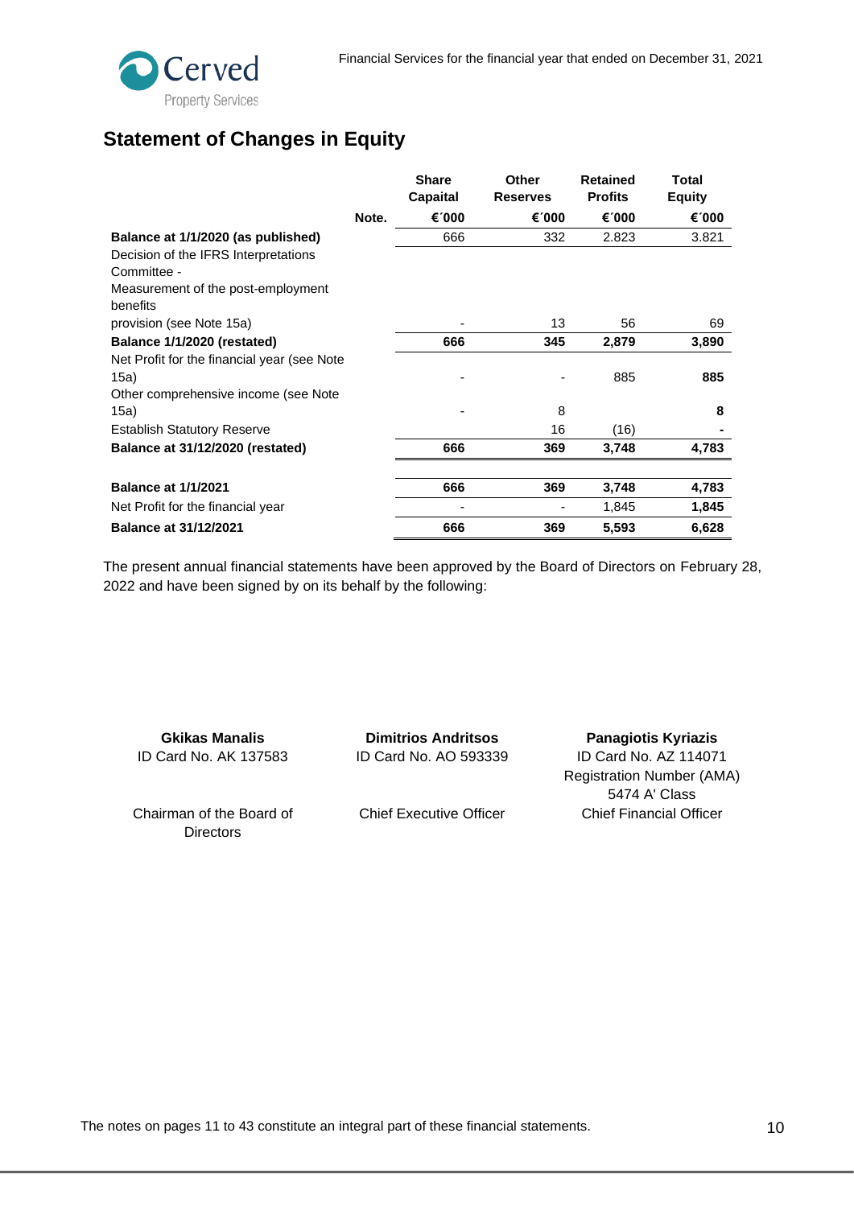## Statement of Changes in Equity

| | Note. | Share Capaital €´000 | Other Reserves €´000 | Retained Profits €´000 | Total Equity €´000 |
|---|---|---|---|---|---|
| **Balance at 1/1/2020 (as published)** | | 666 | 332 | 2.823 | 3.821 |
| Decision of the IFRS Interpretations Committee - Measurement of the post-employment benefits provision (see Note 15a) | | - | 13 | 56 | 69 |
| **Balance 1/1/2020 (restated)** | | **666** | **345** | **2,879** | **3,890** |
| Net Profit for the financial year (see Note 15a) | | - | - | 885 | **885** |
| Other comprehensive income (see Note 15a) | | - | 8 | | **8** |
| Establish Statutory Reserve | | | 16 | (16) | **-** |
| **Balance at 31/12/2020 (restated)** | | **666** | **369** | **3,748** | **4,783** |
| | | | | | |
| **Balance at 1/1/2021** | | **666** | **369** | **3,748** | **4,783** |
| Net Profit for the financial year | | - | - | 1,845 | **1,845** |
| **Balance at 31/12/2021** | | **666** | **369** | **5,593** | **6,628** |

The present annual financial statements have been approved by the Board of Directors on February 28, 2022 and have been signed by on its behalf by the following:

| **Gkikas Manalis** | **Dimitrios Andritsos** | **Panagiotis Kyriazis** |
|---|---|---|
| ID Card No. AK 137583 | ID Card No. AO 593339 | ID Card No. AZ 114071 Registration Number (AMA) 5474 A' Class |
| Chairman of the Board of Directors | Chief Executive Officer | Chief Financial Officer |

The notes on pages 11 to 43 constitute an integral part of these financial statements.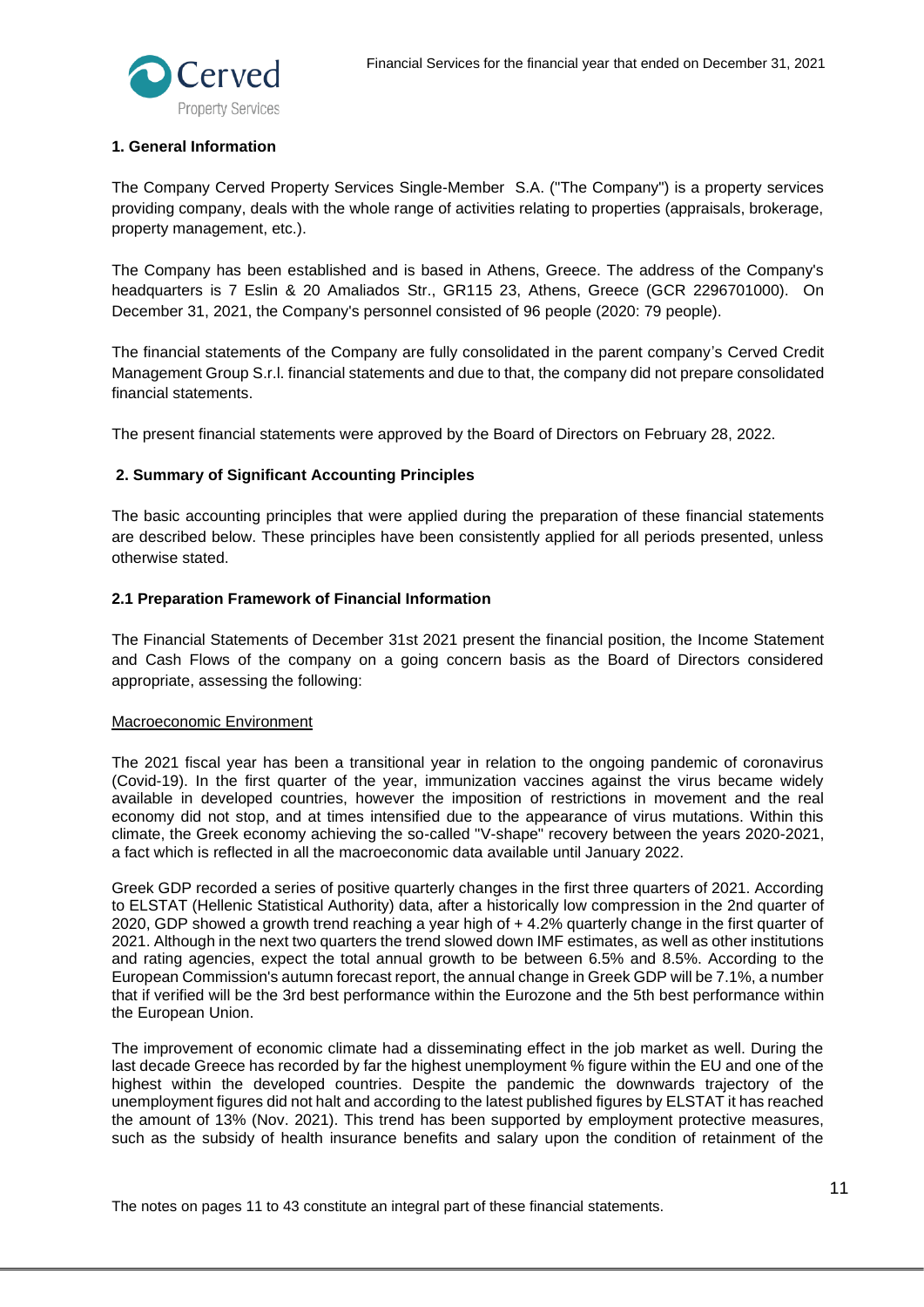## 1. General Information

The Company Cerved Property Services Single-Member S.A. ("The Company") is a property services providing company, deals with the whole range of activities relating to properties (appraisals, brokerage, property management, etc.).

The Company has been established and is based in Athens, Greece. The address of the Company's headquarters is 7 Eslin & 20 Amaliados Str., GR115 23, Athens, Greece (GCR 2296701000). On December 31, 2021, the Company's personnel consisted of 96 people (2020: 79 people).

The financial statements of the Company are fully consolidated in the parent company's Cerved Credit Management Group S.r.l. financial statements and due to that, the company did not prepare consolidated financial statements.

The present financial statements were approved by the Board of Directors on February 28, 2022.

## 2. Summary of Significant Accounting Principles

The basic accounting principles that were applied during the preparation of these financial statements are described below. These principles have been consistently applied for all periods presented, unless otherwise stated.

### 2.1 Preparation Framework of Financial Information

The Financial Statements of December 31st 2021 present the financial position, the Income Statement and Cash Flows of the company on a going concern basis as the Board of Directors considered appropriate, assessing the following:

Macroeconomic Environment

The 2021 fiscal year has been a transitional year in relation to the ongoing pandemic of coronavirus (Covid-19). In the first quarter of the year, immunization vaccines against the virus became widely available in developed countries, however the imposition of restrictions in movement and the real economy did not stop, and at times intensified due to the appearance of virus mutations. Within this climate, the Greek economy achieving the so-called "V-shape" recovery between the years 2020-2021, a fact which is reflected in all the macroeconomic data available until January 2022.

Greek GDP recorded a series of positive quarterly changes in the first three quarters of 2021. According to ELSTAT (Hellenic Statistical Authority) data, after a historically low compression in the 2nd quarter of 2020, GDP showed a growth trend reaching a year high of + 4.2% quarterly change in the first quarter of 2021. Although in the next two quarters the trend slowed down IMF estimates, as well as other institutions and rating agencies, expect the total annual growth to be between 6.5% and 8.5%. According to the European Commission's autumn forecast report, the annual change in Greek GDP will be 7.1%, a number that if verified will be the 3rd best performance within the Eurozone and the 5th best performance within the European Union.

The improvement of economic climate had a disseminating effect in the job market as well. During the last decade Greece has recorded by far the highest unemployment % figure within the EU and one of the highest within the developed countries. Despite the pandemic the downwards trajectory of the unemployment figures did not halt and according to the latest published figures by ELSTAT it has reached the amount of 13% (Nov. 2021). This trend has been supported by employment protective measures, such as the subsidy of health insurance benefits and salary upon the condition of retainment of the

The notes on pages 11 to 43 constitute an integral part of these financial statements.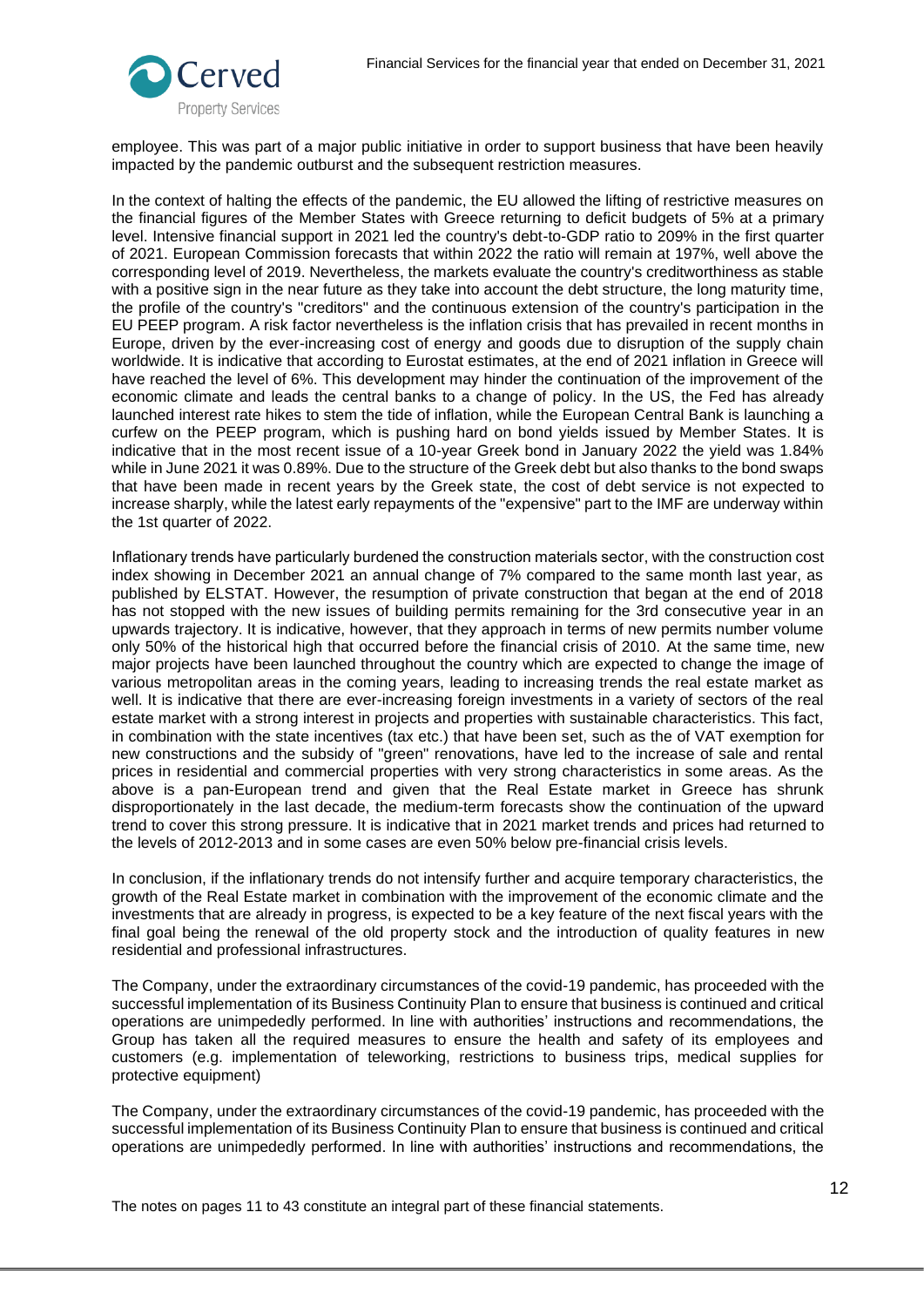employee. This was part of a major public initiative in order to support business that have been heavily impacted by the pandemic outburst and the subsequent restriction measures.

In the context of halting the effects of the pandemic, the EU allowed the lifting of restrictive measures on the financial figures of the Member States with Greece returning to deficit budgets of 5% at a primary level. Intensive financial support in 2021 led the country's debt-to-GDP ratio to 209% in the first quarter of 2021. European Commission forecasts that within 2022 the ratio will remain at 197%, well above the corresponding level of 2019. Nevertheless, the markets evaluate the country's creditworthiness as stable with a positive sign in the near future as they take into account the debt structure, the long maturity time, the profile of the country's "creditors" and the continuous extension of the country's participation in the EU PEEP program. A risk factor nevertheless is the inflation crisis that has prevailed in recent months in Europe, driven by the ever-increasing cost of energy and goods due to disruption of the supply chain worldwide. It is indicative that according to Eurostat estimates, at the end of 2021 inflation in Greece will have reached the level of 6%. This development may hinder the continuation of the improvement of the economic climate and leads the central banks to a change of policy. In the US, the Fed has already launched interest rate hikes to stem the tide of inflation, while the European Central Bank is launching a curfew on the PEEP program, which is pushing hard on bond yields issued by Member States. It is indicative that in the most recent issue of a 10-year Greek bond in January 2022 the yield was 1.84% while in June 2021 it was 0.89%. Due to the structure of the Greek debt but also thanks to the bond swaps that have been made in recent years by the Greek state, the cost of debt service is not expected to increase sharply, while the latest early repayments of the "expensive" part to the IMF are underway within the 1st quarter of 2022.

Inflationary trends have particularly burdened the construction materials sector, with the construction cost index showing in December 2021 an annual change of 7% compared to the same month last year, as published by ELSTAT. However, the resumption of private construction that began at the end of 2018 has not stopped with the new issues of building permits remaining for the 3rd consecutive year in an upwards trajectory. It is indicative, however, that they approach in terms of new permits number volume only 50% of the historical high that occurred before the financial crisis of 2010. At the same time, new major projects have been launched throughout the country which are expected to change the image of various metropolitan areas in the coming years, leading to increasing trends the real estate market as well. It is indicative that there are ever-increasing foreign investments in a variety of sectors of the real estate market with a strong interest in projects and properties with sustainable characteristics. This fact, in combination with the state incentives (tax etc.) that have been set, such as the of VAT exemption for new constructions and the subsidy of "green" renovations, have led to the increase of sale and rental prices in residential and commercial properties with very strong characteristics in some areas. As the above is a pan-European trend and given that the Real Estate market in Greece has shrunk disproportionately in the last decade, the medium-term forecasts show the continuation of the upward trend to cover this strong pressure. It is indicative that in 2021 market trends and prices had returned to the levels of 2012-2013 and in some cases are even 50% below pre-financial crisis levels.

In conclusion, if the inflationary trends do not intensify further and acquire temporary characteristics, the growth of the Real Estate market in combination with the improvement of the economic climate and the investments that are already in progress, is expected to be a key feature of the next fiscal years with the final goal being the renewal of the old property stock and the introduction of quality features in new residential and professional infrastructures.

The Company, under the extraordinary circumstances of the covid-19 pandemic, has proceeded with the successful implementation of its Business Continuity Plan to ensure that business is continued and critical operations are unimpededly performed. In line with authorities' instructions and recommendations, the Group has taken all the required measures to ensure the health and safety of its employees and customers (e.g. implementation of teleworking, restrictions to business trips, medical supplies for protective equipment)

The Company, under the extraordinary circumstances of the covid-19 pandemic, has proceeded with the successful implementation of its Business Continuity Plan to ensure that business is continued and critical operations are unimpededly performed. In line with authorities' instructions and recommendations, the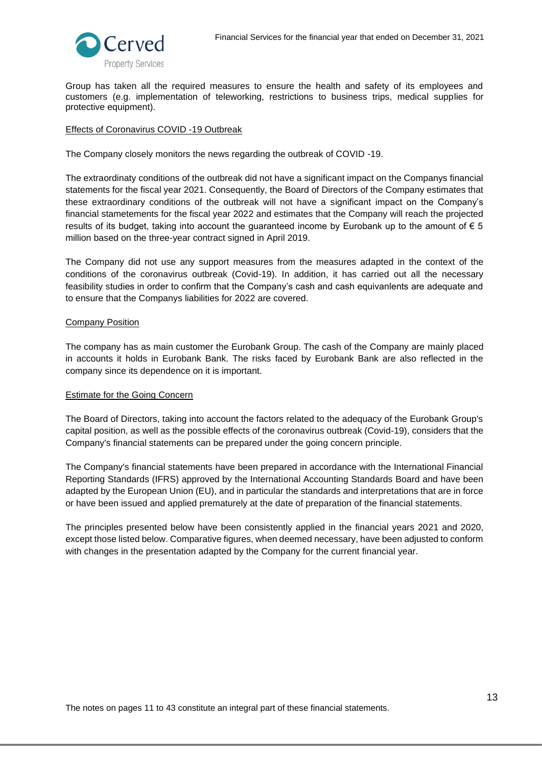Group has taken all the required measures to ensure the health and safety of its employees and customers (e.g. implementation of teleworking, restrictions to business trips, medical supplies for protective equipment).

Effects of Coronavirus COVID -19 Outbreak

The Company closely monitors the news regarding the outbreak of COVID -19.

The extraordinaty conditions of the outbreak did not have a significant impact on the Companys financial statements for the fiscal year 2021. Consequently, the Board of Directors of the Company estimates that these extraordinary conditions of the outbreak will not have a significant impact on the Company's financial stametements for the fiscal year 2022 and estimates that the Company will reach the projected results of its budget, taking into account the guaranteed income by Eurobank up to the amount of € 5 million based on the three-year contract signed in April 2019.

The Company did not use any support measures from the measures adapted in the context of the conditions of the coronavirus outbreak (Covid-19). In addition, it has carried out all the necessary feasibility studies in order to confirm that the Company's cash and cash equivanlents are adequate and to ensure that the Companys liabilities for 2022 are covered.

Company Position

The company has as main customer the Eurobank Group. The cash of the Company are mainly placed in accounts it holds in Eurobank Bank. The risks faced by Eurobank Bank are also reflected in the company since its dependence on it is important.

Estimate for the Going Concern

The Board of Directors, taking into account the factors related to the adequacy of the Eurobank Group's capital position, as well as the possible effects of the coronavirus outbreak (Covid-19), considers that the Company's financial statements can be prepared under the going concern principle.

The Company's financial statements have been prepared in accordance with the International Financial Reporting Standards (IFRS) approved by the International Accounting Standards Board and have been adapted by the European Union (EU), and in particular the standards and interpretations that are in force or have been issued and applied prematurely at the date of preparation of the financial statements.

The principles presented below have been consistently applied in the financial years 2021 and 2020, except those listed below. Comparative figures, when deemed necessary, have been adjusted to conform with changes in the presentation adapted by the Company for the current financial year.

The notes on pages 11 to 43 constitute an integral part of these financial statements.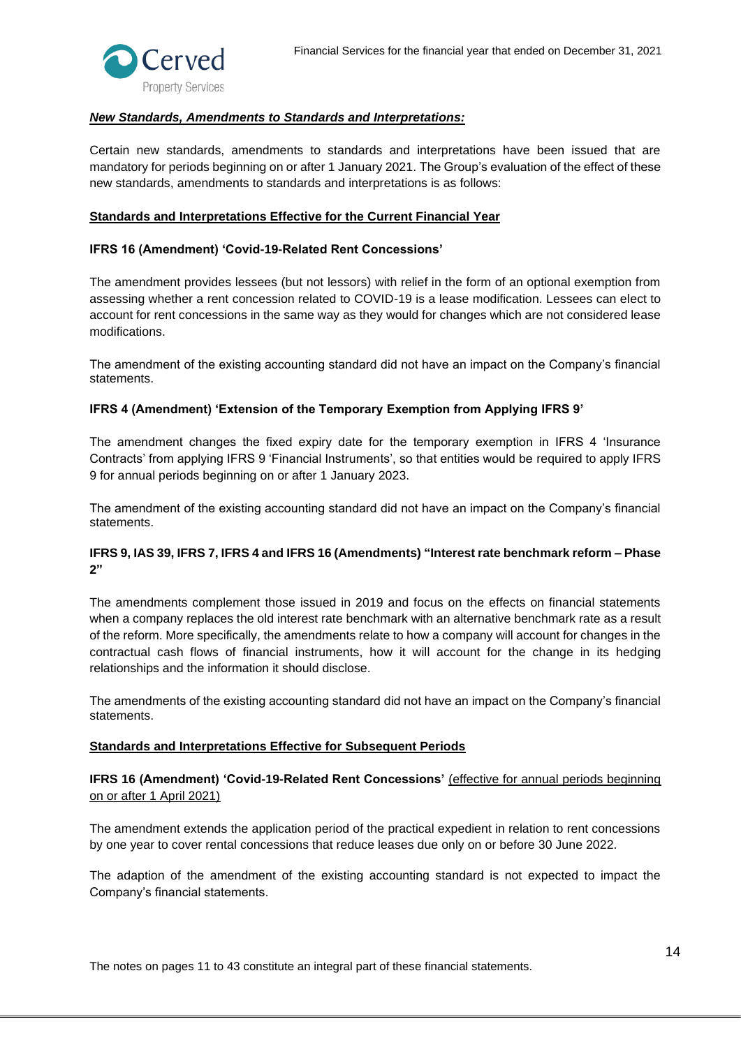***New Standards, Amendments to Standards and Interpretations:***

Certain new standards, amendments to standards and interpretations have been issued that are mandatory for periods beginning on or after 1 January 2021. The Group's evaluation of the effect of these new standards, amendments to standards and interpretations is as follows:

**Standards and Interpretations Effective for the Current Financial Year**

**IFRS 16 (Amendment) 'Covid-19-Related Rent Concessions'**

The amendment provides lessees (but not lessors) with relief in the form of an optional exemption from assessing whether a rent concession related to COVID-19 is a lease modification. Lessees can elect to account for rent concessions in the same way as they would for changes which are not considered lease modifications.

The amendment of the existing accounting standard did not have an impact on the Company's financial statements.

**IFRS 4 (Amendment) 'Extension of the Temporary Exemption from Applying IFRS 9'**

The amendment changes the fixed expiry date for the temporary exemption in IFRS 4 'Insurance Contracts' from applying IFRS 9 'Financial Instruments', so that entities would be required to apply IFRS 9 for annual periods beginning on or after 1 January 2023.

The amendment of the existing accounting standard did not have an impact on the Company's financial statements.

**IFRS 9, IAS 39, IFRS 7, IFRS 4 and IFRS 16 (Amendments) "Interest rate benchmark reform – Phase 2"**

The amendments complement those issued in 2019 and focus on the effects on financial statements when a company replaces the old interest rate benchmark with an alternative benchmark rate as a result of the reform. More specifically, the amendments relate to how a company will account for changes in the contractual cash flows of financial instruments, how it will account for the change in its hedging relationships and the information it should disclose.

The amendments of the existing accounting standard did not have an impact on the Company's financial statements.

**Standards and Interpretations Effective for Subsequent Periods**

**IFRS 16 (Amendment) 'Covid-19-Related Rent Concessions'** (effective for annual periods beginning on or after 1 April 2021)

The amendment extends the application period of the practical expedient in relation to rent concessions by one year to cover rental concessions that reduce leases due only on or before 30 June 2022.

The adaption of the amendment of the existing accounting standard is not expected to impact the Company's financial statements.

The notes on pages 11 to 43 constitute an integral part of these financial statements.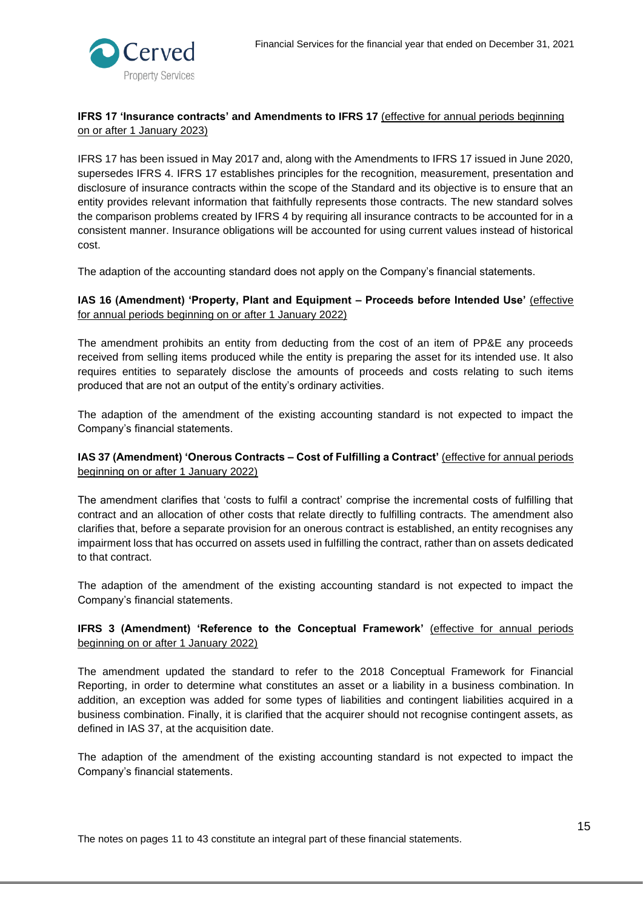**IFRS 17 'Insurance contracts' and Amendments to IFRS 17** (effective for annual periods beginning on or after 1 January 2023)

IFRS 17 has been issued in May 2017 and, along with the Amendments to IFRS 17 issued in June 2020, supersedes IFRS 4. IFRS 17 establishes principles for the recognition, measurement, presentation and disclosure of insurance contracts within the scope of the Standard and its objective is to ensure that an entity provides relevant information that faithfully represents those contracts. The new standard solves the comparison problems created by IFRS 4 by requiring all insurance contracts to be accounted for in a consistent manner. Insurance obligations will be accounted for using current values instead of historical cost.

The adaption of the accounting standard does not apply on the Company's financial statements.

**IAS 16 (Amendment) 'Property, Plant and Equipment – Proceeds before Intended Use'** (effective for annual periods beginning on or after 1 January 2022)

The amendment prohibits an entity from deducting from the cost of an item of PP&E any proceeds received from selling items produced while the entity is preparing the asset for its intended use. It also requires entities to separately disclose the amounts of proceeds and costs relating to such items produced that are not an output of the entity's ordinary activities.

The adaption of the amendment of the existing accounting standard is not expected to impact the Company's financial statements.

**IAS 37 (Amendment) 'Onerous Contracts – Cost of Fulfilling a Contract'** (effective for annual periods beginning on or after 1 January 2022)

The amendment clarifies that 'costs to fulfil a contract' comprise the incremental costs of fulfilling that contract and an allocation of other costs that relate directly to fulfilling contracts. The amendment also clarifies that, before a separate provision for an onerous contract is established, an entity recognises any impairment loss that has occurred on assets used in fulfilling the contract, rather than on assets dedicated to that contract.

The adaption of the amendment of the existing accounting standard is not expected to impact the Company's financial statements.

**IFRS 3 (Amendment) 'Reference to the Conceptual Framework'** (effective for annual periods beginning on or after 1 January 2022)

The amendment updated the standard to refer to the 2018 Conceptual Framework for Financial Reporting, in order to determine what constitutes an asset or a liability in a business combination. In addition, an exception was added for some types of liabilities and contingent liabilities acquired in a business combination. Finally, it is clarified that the acquirer should not recognise contingent assets, as defined in IAS 37, at the acquisition date.

The adaption of the amendment of the existing accounting standard is not expected to impact the Company's financial statements.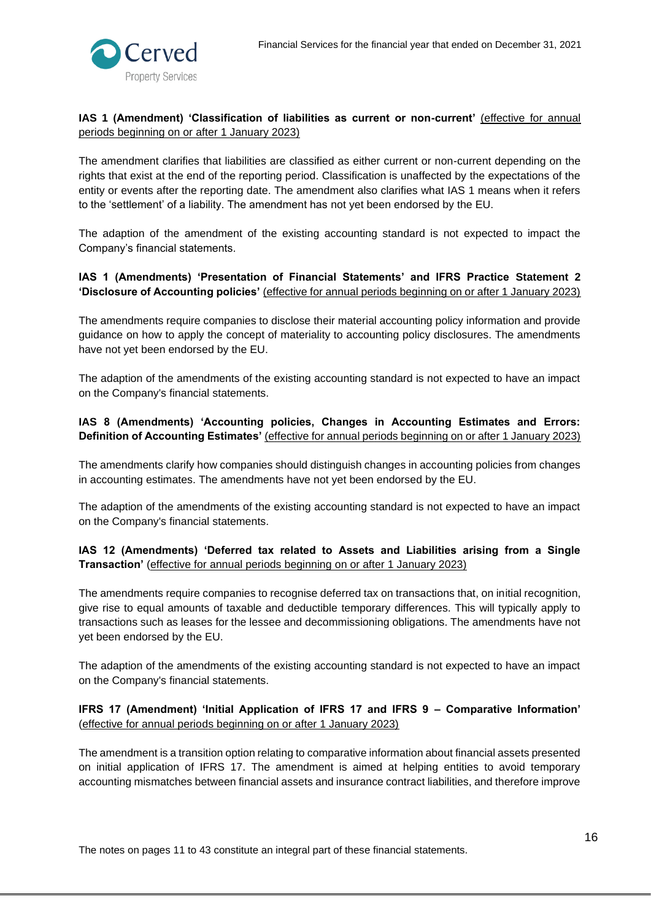**IAS 1 (Amendment) 'Classification of liabilities as current or non-current'** (effective for annual periods beginning on or after 1 January 2023)

The amendment clarifies that liabilities are classified as either current or non-current depending on the rights that exist at the end of the reporting period. Classification is unaffected by the expectations of the entity or events after the reporting date. The amendment also clarifies what IAS 1 means when it refers to the 'settlement' of a liability. The amendment has not yet been endorsed by the EU.

The adaption of the amendment of the existing accounting standard is not expected to impact the Company's financial statements.

**IAS 1 (Amendments) 'Presentation of Financial Statements' and IFRS Practice Statement 2 'Disclosure of Accounting policies'** (effective for annual periods beginning on or after 1 January 2023)

The amendments require companies to disclose their material accounting policy information and provide guidance on how to apply the concept of materiality to accounting policy disclosures. The amendments have not yet been endorsed by the EU.

The adaption of the amendments of the existing accounting standard is not expected to have an impact on the Company's financial statements.

**IAS 8 (Amendments) 'Accounting policies, Changes in Accounting Estimates and Errors: Definition of Accounting Estimates'** (effective for annual periods beginning on or after 1 January 2023)

The amendments clarify how companies should distinguish changes in accounting policies from changes in accounting estimates. The amendments have not yet been endorsed by the EU.

The adaption of the amendments of the existing accounting standard is not expected to have an impact on the Company's financial statements.

**IAS 12 (Amendments) 'Deferred tax related to Assets and Liabilities arising from a Single Transaction'** (effective for annual periods beginning on or after 1 January 2023)

The amendments require companies to recognise deferred tax on transactions that, on initial recognition, give rise to equal amounts of taxable and deductible temporary differences. This will typically apply to transactions such as leases for the lessee and decommissioning obligations. The amendments have not yet been endorsed by the EU.

The adaption of the amendments of the existing accounting standard is not expected to have an impact on the Company's financial statements.

**IFRS 17 (Amendment) 'Initial Application of IFRS 17 and IFRS 9 – Comparative Information'** (effective for annual periods beginning on or after 1 January 2023)

The amendment is a transition option relating to comparative information about financial assets presented on initial application of IFRS 17. The amendment is aimed at helping entities to avoid temporary accounting mismatches between financial assets and insurance contract liabilities, and therefore improve

The notes on pages 11 to 43 constitute an integral part of these financial statements.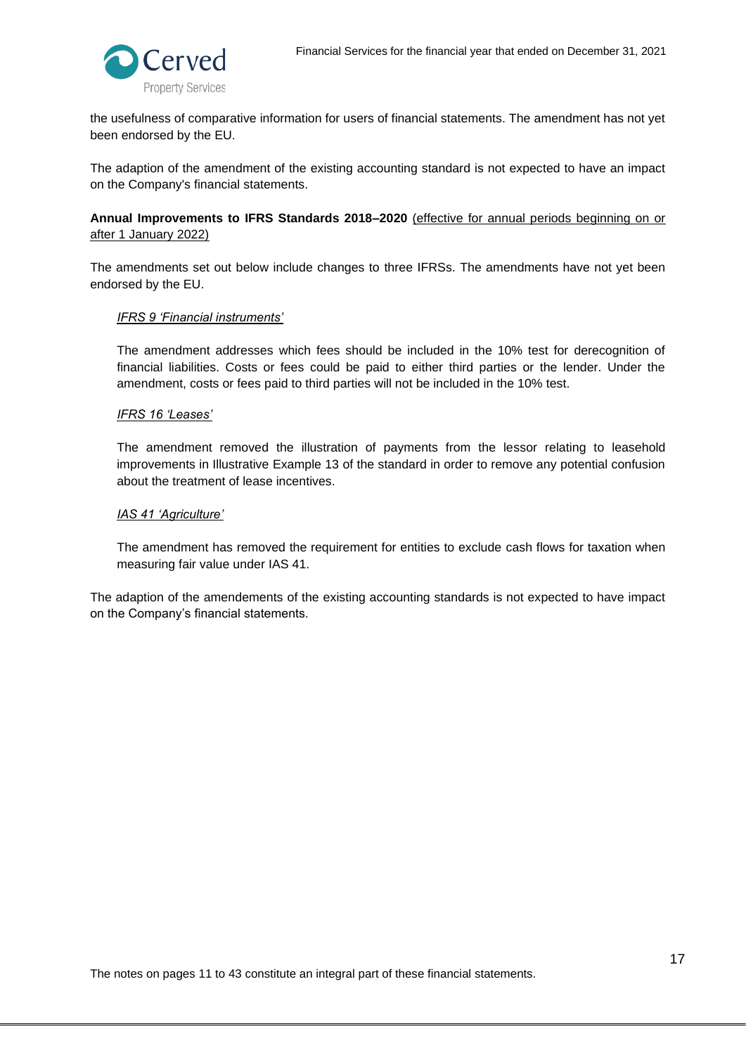the usefulness of comparative information for users of financial statements. The amendment has not yet been endorsed by the EU.

The adaption of the amendment of the existing accounting standard is not expected to have an impact on the Company's financial statements.

**Annual Improvements to IFRS Standards 2018–2020** <u>(effective for annual periods beginning on or after 1 January 2022)</u>

The amendments set out below include changes to three IFRSs. The amendments have not yet been endorsed by the EU.

> <u>*IFRS 9 'Financial instruments'*</u>
>
> The amendment addresses which fees should be included in the 10% test for derecognition of financial liabilities. Costs or fees could be paid to either third parties or the lender. Under the amendment, costs or fees paid to third parties will not be included in the 10% test.
>
> <u>*IFRS 16 'Leases'*</u>
>
> The amendment removed the illustration of payments from the lessor relating to leasehold improvements in Illustrative Example 13 of the standard in order to remove any potential confusion about the treatment of lease incentives.
>
> <u>*IAS 41 'Agriculture'*</u>
>
> The amendment has removed the requirement for entities to exclude cash flows for taxation when measuring fair value under IAS 41.

The adaption of the amendements of the existing accounting standards is not expected to have impact on the Company's financial statements.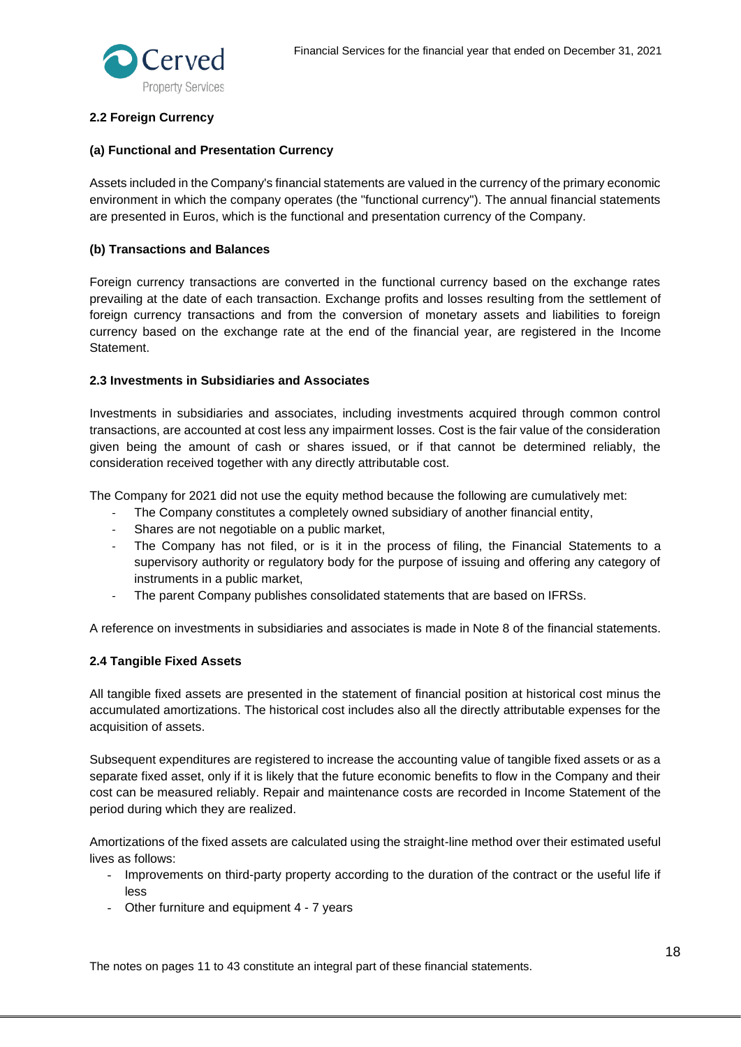### 2.2 Foreign Currency

#### (a) Functional and Presentation Currency

Assets included in the Company's financial statements are valued in the currency of the primary economic environment in which the company operates (the "functional currency"). The annual financial statements are presented in Euros, which is the functional and presentation currency of the Company.

#### (b) Transactions and Balances

Foreign currency transactions are converted in the functional currency based on the exchange rates prevailing at the date of each transaction. Exchange profits and losses resulting from the settlement of foreign currency transactions and from the conversion of monetary assets and liabilities to foreign currency based on the exchange rate at the end of the financial year, are registered in the Income Statement.

### 2.3 Investments in Subsidiaries and Associates

Investments in subsidiaries and associates, including investments acquired through common control transactions, are accounted at cost less any impairment losses. Cost is the fair value of the consideration given being the amount of cash or shares issued, or if that cannot be determined reliably, the consideration received together with any directly attributable cost.

The Company for 2021 did not use the equity method because the following are cumulatively met:

- The Company constitutes a completely owned subsidiary of another financial entity,
- Shares are not negotiable on a public market,
- The Company has not filed, or is it in the process of filing, the Financial Statements to a supervisory authority or regulatory body for the purpose of issuing and offering any category of instruments in a public market,
- The parent Company publishes consolidated statements that are based on IFRSs.

A reference on investments in subsidiaries and associates is made in Note 8 of the financial statements.

### 2.4 Tangible Fixed Assets

All tangible fixed assets are presented in the statement of financial position at historical cost minus the accumulated amortizations. The historical cost includes also all the directly attributable expenses for the acquisition of assets.

Subsequent expenditures are registered to increase the accounting value of tangible fixed assets or as a separate fixed asset, only if it is likely that the future economic benefits to flow in the Company and their cost can be measured reliably. Repair and maintenance costs are recorded in Income Statement of the period during which they are realized.

Amortizations of the fixed assets are calculated using the straight-line method over their estimated useful lives as follows:

- Improvements on third-party property according to the duration of the contract or the useful life if less
- Other furniture and equipment 4 - 7 years

The notes on pages 11 to 43 constitute an integral part of these financial statements.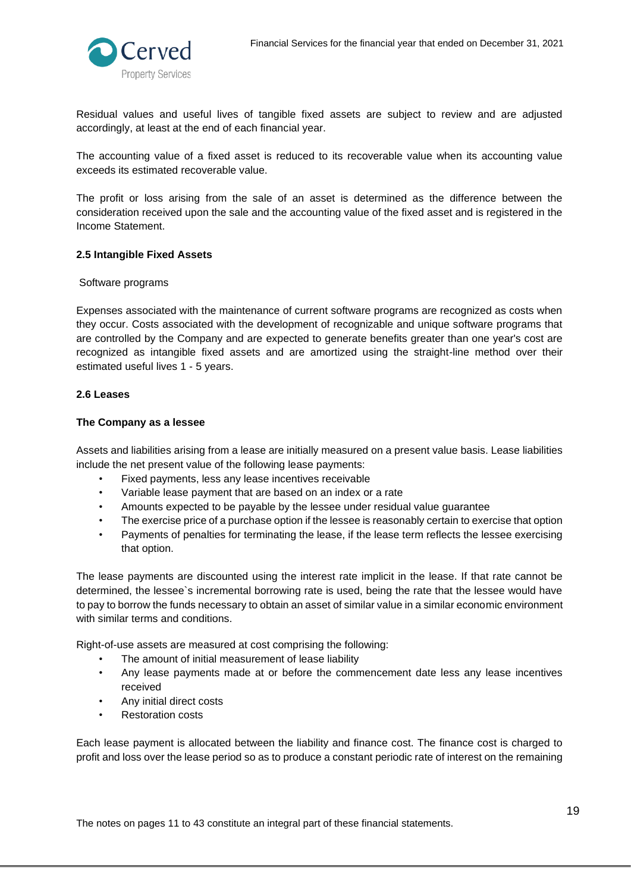Residual values and useful lives of tangible fixed assets are subject to review and are adjusted accordingly, at least at the end of each financial year.

The accounting value of a fixed asset is reduced to its recoverable value when its accounting value exceeds its estimated recoverable value.

The profit or loss arising from the sale of an asset is determined as the difference between the consideration received upon the sale and the accounting value of the fixed asset and is registered in the Income Statement.

### 2.5 Intangible Fixed Assets

Software programs

Expenses associated with the maintenance of current software programs are recognized as costs when they occur. Costs associated with the development of recognizable and unique software programs that are controlled by the Company and are expected to generate benefits greater than one year's cost are recognized as intangible fixed assets and are amortized using the straight-line method over their estimated useful lives 1 - 5 years.

### 2.6 Leases

**The Company as a lessee**

Assets and liabilities arising from a lease are initially measured on a present value basis. Lease liabilities include the net present value of the following lease payments:

- Fixed payments, less any lease incentives receivable
- Variable lease payment that are based on an index or a rate
- Amounts expected to be payable by the lessee under residual value guarantee
- The exercise price of a purchase option if the lessee is reasonably certain to exercise that option
- Payments of penalties for terminating the lease, if the lease term reflects the lessee exercising that option.

The lease payments are discounted using the interest rate implicit in the lease. If that rate cannot be determined, the lessee`s incremental borrowing rate is used, being the rate that the lessee would have to pay to borrow the funds necessary to obtain an asset of similar value in a similar economic environment with similar terms and conditions.

Right-of-use assets are measured at cost comprising the following:

- The amount of initial measurement of lease liability
- Any lease payments made at or before the commencement date less any lease incentives received
- Any initial direct costs
- Restoration costs

Each lease payment is allocated between the liability and finance cost. The finance cost is charged to profit and loss over the lease period so as to produce a constant periodic rate of interest on the remaining

The notes on pages 11 to 43 constitute an integral part of these financial statements.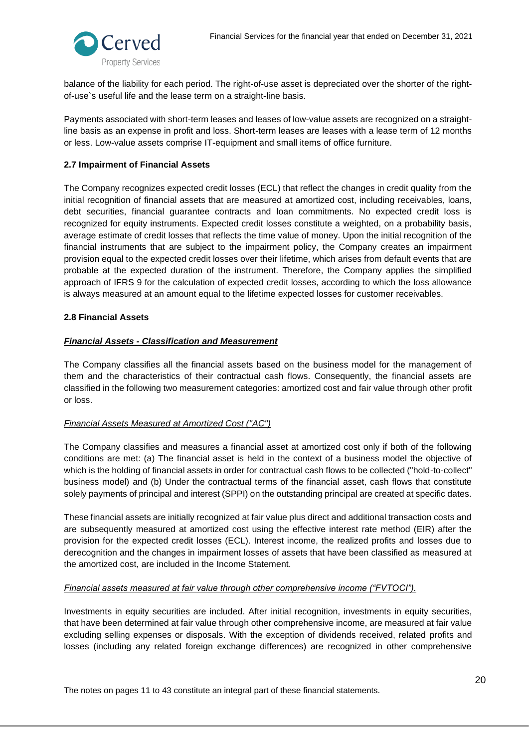balance of the liability for each period. The right-of-use asset is depreciated over the shorter of the right-of-use`s useful life and the lease term on a straight-line basis.

Payments associated with short-term leases and leases of low-value assets are recognized on a straight-line basis as an expense in profit and loss. Short-term leases are leases with a lease term of 12 months or less. Low-value assets comprise IT-equipment and small items of office furniture.

### 2.7 Impairment of Financial Assets

The Company recognizes expected credit losses (ECL) that reflect the changes in credit quality from the initial recognition of financial assets that are measured at amortized cost, including receivables, loans, debt securities, financial guarantee contracts and loan commitments. No expected credit loss is recognized for equity instruments. Expected credit losses constitute a weighted, on a probability basis, average estimate of credit losses that reflects the time value of money. Upon the initial recognition of the financial instruments that are subject to the impairment policy, the Company creates an impairment provision equal to the expected credit losses over their lifetime, which arises from default events that are probable at the expected duration of the instrument. Therefore, the Company applies the simplified approach of IFRS 9 for the calculation of expected credit losses, according to which the loss allowance is always measured at an amount equal to the lifetime expected losses for customer receivables.

### 2.8 Financial Assets

***Financial Assets - Classification and Measurement***

The Company classifies all the financial assets based on the business model for the management of them and the characteristics of their contractual cash flows. Consequently, the financial assets are classified in the following two measurement categories: amortized cost and fair value through other profit or loss.

*Financial Assets Measured at Amortized Cost ("AC")*

The Company classifies and measures a financial asset at amortized cost only if both of the following conditions are met: (a) The financial asset is held in the context of a business model the objective of which is the holding of financial assets in order for contractual cash flows to be collected ("hold-to-collect" business model) and (b) Under the contractual terms of the financial asset, cash flows that constitute solely payments of principal and interest (SPPI) on the outstanding principal are created at specific dates.

These financial assets are initially recognized at fair value plus direct and additional transaction costs and are subsequently measured at amortized cost using the effective interest rate method (EIR) after the provision for the expected credit losses (ECL). Interest income, the realized profits and losses due to derecognition and the changes in impairment losses of assets that have been classified as measured at the amortized cost, are included in the Income Statement.

*Financial assets measured at fair value through other comprehensive income ("FVTOCI").*

Investments in equity securities are included. After initial recognition, investments in equity securities, that have been determined at fair value through other comprehensive income, are measured at fair value excluding selling expenses or disposals. With the exception of dividends received, related profits and losses (including any related foreign exchange differences) are recognized in other comprehensive

The notes on pages 11 to 43 constitute an integral part of these financial statements.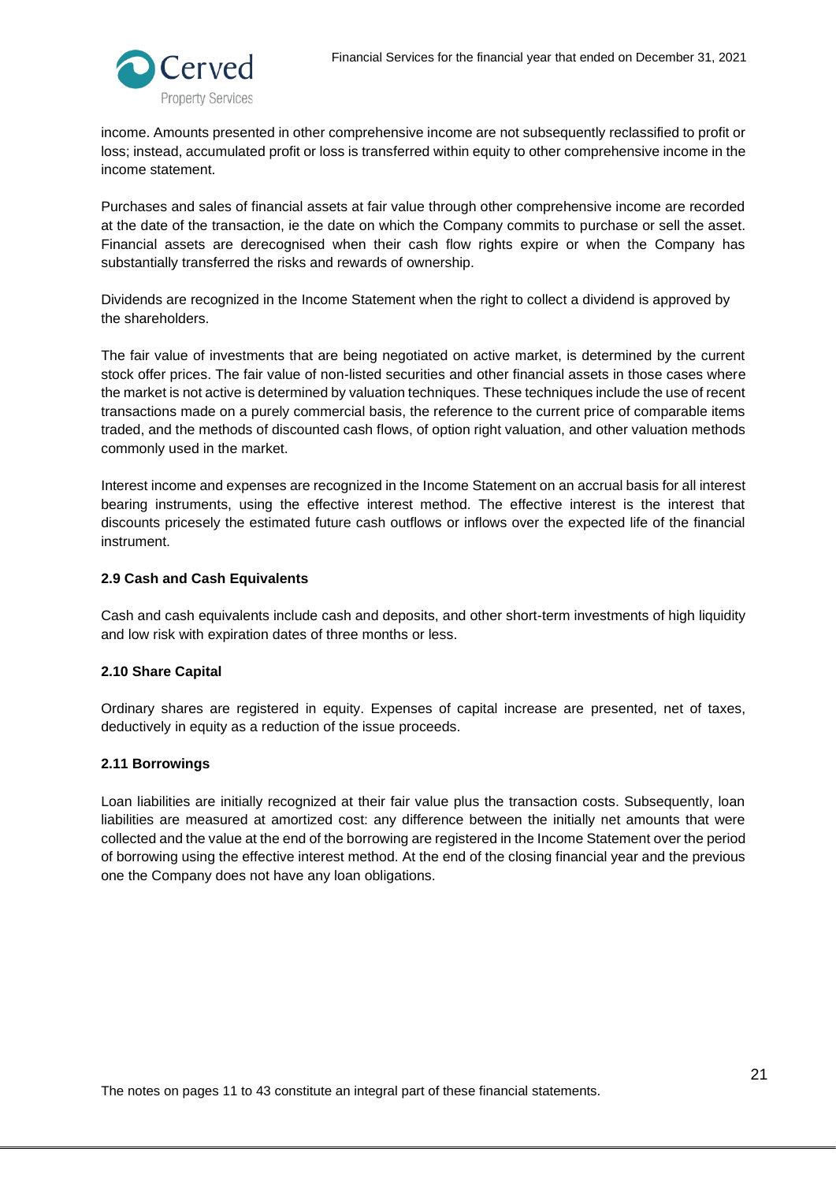income. Amounts presented in other comprehensive income are not subsequently reclassified to profit or loss; instead, accumulated profit or loss is transferred within equity to other comprehensive income in the income statement.

Purchases and sales of financial assets at fair value through other comprehensive income are recorded at the date of the transaction, ie the date on which the Company commits to purchase or sell the asset. Financial assets are derecognised when their cash flow rights expire or when the Company has substantially transferred the risks and rewards of ownership.

Dividends are recognized in the Income Statement when the right to collect a dividend is approved by the shareholders.

The fair value of investments that are being negotiated on active market, is determined by the current stock offer prices. The fair value of non-listed securities and other financial assets in those cases where the market is not active is determined by valuation techniques. These techniques include the use of recent transactions made on a purely commercial basis, the reference to the current price of comparable items traded, and the methods of discounted cash flows, of option right valuation, and other valuation methods commonly used in the market.

Interest income and expenses are recognized in the Income Statement on an accrual basis for all interest bearing instruments, using the effective interest method. The effective interest is the interest that discounts pricesely the estimated future cash outflows or inflows over the expected life of the financial instrument.

### 2.9 Cash and Cash Equivalents

Cash and cash equivalents include cash and deposits, and other short-term investments of high liquidity and low risk with expiration dates of three months or less.

### 2.10 Share Capital

Ordinary shares are registered in equity. Expenses of capital increase are presented, net of taxes, deductively in equity as a reduction of the issue proceeds.

### 2.11 Borrowings

Loan liabilities are initially recognized at their fair value plus the transaction costs. Subsequently, loan liabilities are measured at amortized cost: any difference between the initially net amounts that were collected and the value at the end of the borrowing are registered in the Income Statement over the period of borrowing using the effective interest method. At the end of the closing financial year and the previous one the Company does not have any loan obligations.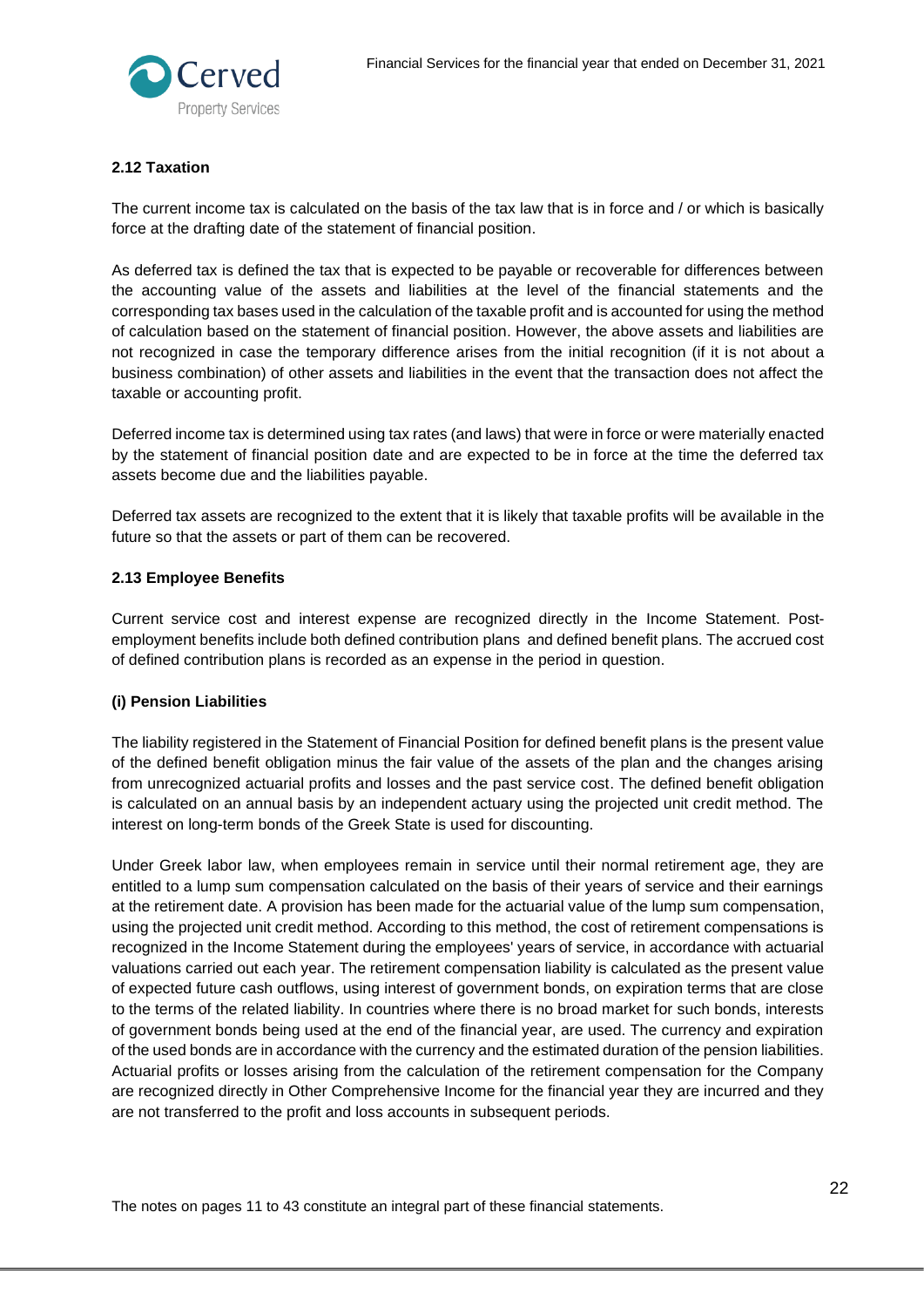### 2.12 Taxation

The current income tax is calculated on the basis of the tax law that is in force and / or which is basically force at the drafting date of the statement of financial position.

As deferred tax is defined the tax that is expected to be payable or recoverable for differences between the accounting value of the assets and liabilities at the level of the financial statements and the corresponding tax bases used in the calculation of the taxable profit and is accounted for using the method of calculation based on the statement of financial position. However, the above assets and liabilities are not recognized in case the temporary difference arises from the initial recognition (if it is not about a business combination) of other assets and liabilities in the event that the transaction does not affect the taxable or accounting profit.

Deferred income tax is determined using tax rates (and laws) that were in force or were materially enacted by the statement of financial position date and are expected to be in force at the time the deferred tax assets become due and the liabilities payable.

Deferred tax assets are recognized to the extent that it is likely that taxable profits will be available in the future so that the assets or part of them can be recovered.

### 2.13 Employee Benefits

Current service cost and interest expense are recognized directly in the Income Statement. Post-employment benefits include both defined contribution plans and defined benefit plans. The accrued cost of defined contribution plans is recorded as an expense in the period in question.

#### (i) Pension Liabilities

The liability registered in the Statement of Financial Position for defined benefit plans is the present value of the defined benefit obligation minus the fair value of the assets of the plan and the changes arising from unrecognized actuarial profits and losses and the past service cost. The defined benefit obligation is calculated on an annual basis by an independent actuary using the projected unit credit method. The interest on long-term bonds of the Greek State is used for discounting.

Under Greek labor law, when employees remain in service until their normal retirement age, they are entitled to a lump sum compensation calculated on the basis of their years of service and their earnings at the retirement date. A provision has been made for the actuarial value of the lump sum compensation, using the projected unit credit method. According to this method, the cost of retirement compensations is recognized in the Income Statement during the employees' years of service, in accordance with actuarial valuations carried out each year. The retirement compensation liability is calculated as the present value of expected future cash outflows, using interest of government bonds, on expiration terms that are close to the terms of the related liability. In countries where there is no broad market for such bonds, interests of government bonds being used at the end of the financial year, are used. The currency and expiration of the used bonds are in accordance with the currency and the estimated duration of the pension liabilities. Actuarial profits or losses arising from the calculation of the retirement compensation for the Company are recognized directly in Other Comprehensive Income for the financial year they are incurred and they are not transferred to the profit and loss accounts in subsequent periods.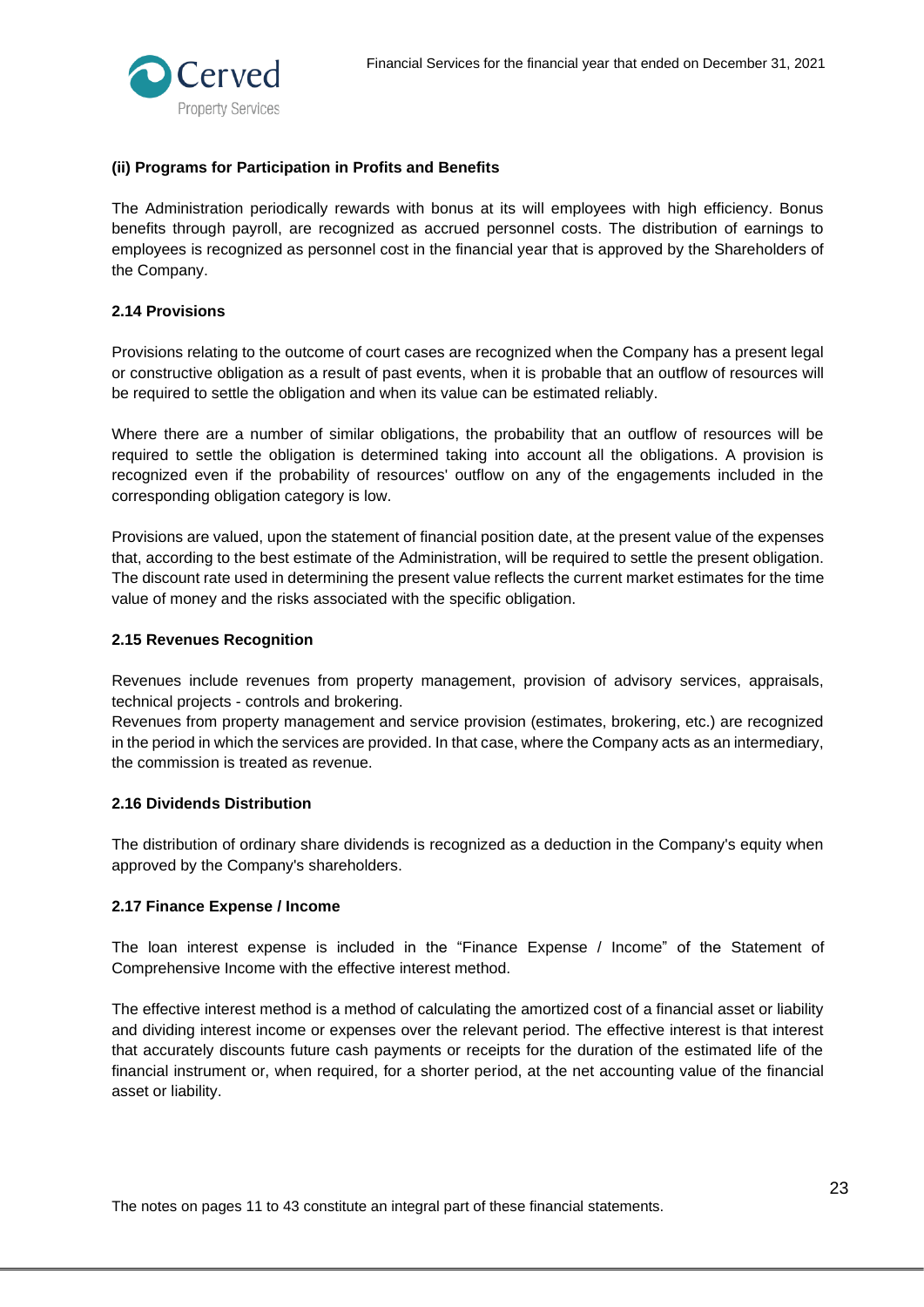**(ii) Programs for Participation in Profits and Benefits**

The Administration periodically rewards with bonus at its will employees with high efficiency. Bonus benefits through payroll, are recognized as accrued personnel costs. The distribution of earnings to employees is recognized as personnel cost in the financial year that is approved by the Shareholders of the Company.

### 2.14 Provisions

Provisions relating to the outcome of court cases are recognized when the Company has a present legal or constructive obligation as a result of past events, when it is probable that an outflow of resources will be required to settle the obligation and when its value can be estimated reliably.

Where there are a number of similar obligations, the probability that an outflow of resources will be required to settle the obligation is determined taking into account all the obligations. A provision is recognized even if the probability of resources' outflow on any of the engagements included in the corresponding obligation category is low.

Provisions are valued, upon the statement of financial position date, at the present value of the expenses that, according to the best estimate of the Administration, will be required to settle the present obligation. The discount rate used in determining the present value reflects the current market estimates for the time value of money and the risks associated with the specific obligation.

### 2.15 Revenues Recognition

Revenues include revenues from property management, provision of advisory services, appraisals, technical projects - controls and brokering.
Revenues from property management and service provision (estimates, brokering, etc.) are recognized in the period in which the services are provided. In that case, where the Company acts as an intermediary, the commission is treated as revenue.

### 2.16 Dividends Distribution

The distribution of ordinary share dividends is recognized as a deduction in the Company's equity when approved by the Company's shareholders.

### 2.17 Finance Expense / Income

The loan interest expense is included in the "Finance Expense / Income" of the Statement of Comprehensive Income with the effective interest method.

The effective interest method is a method of calculating the amortized cost of a financial asset or liability and dividing interest income or expenses over the relevant period. The effective interest is that interest that accurately discounts future cash payments or receipts for the duration of the estimated life of the financial instrument or, when required, for a shorter period, at the net accounting value of the financial asset or liability.

The notes on pages 11 to 43 constitute an integral part of these financial statements.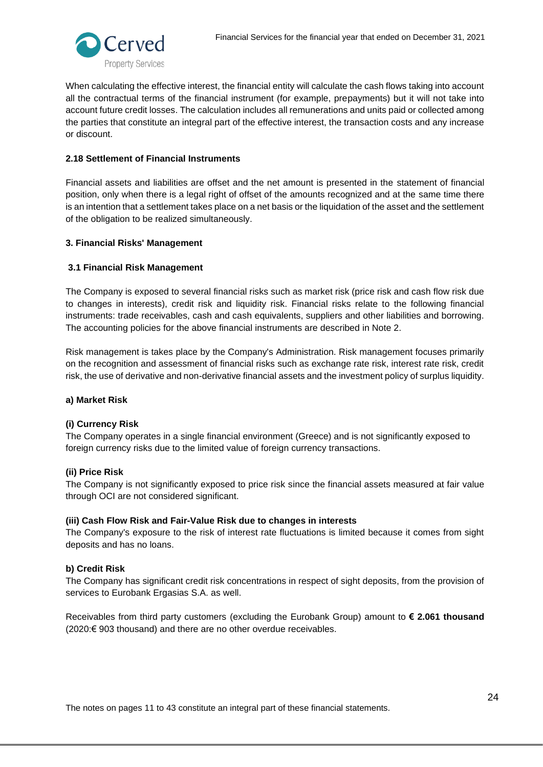When calculating the effective interest, the financial entity will calculate the cash flows taking into account all the contractual terms of the financial instrument (for example, prepayments) but it will not take into account future credit losses. The calculation includes all remunerations and units paid or collected among the parties that constitute an integral part of the effective interest, the transaction costs and any increase or discount.

### 2.18 Settlement of Financial Instruments

Financial assets and liabilities are offset and the net amount is presented in the statement of financial position, only when there is a legal right of offset of the amounts recognized and at the same time there is an intention that a settlement takes place on a net basis or the liquidation of the asset and the settlement of the obligation to be realized simultaneously.

## 3. Financial Risks' Management

### 3.1 Financial Risk Management

The Company is exposed to several financial risks such as market risk (price risk and cash flow risk due to changes in interests), credit risk and liquidity risk. Financial risks relate to the following financial instruments: trade receivables, cash and cash equivalents, suppliers and other liabilities and borrowing. The accounting policies for the above financial instruments are described in Note 2.

Risk management is takes place by the Company's Administration. Risk management focuses primarily on the recognition and assessment of financial risks such as exchange rate risk, interest rate risk, credit risk, the use of derivative and non-derivative financial assets and the investment policy of surplus liquidity.

**a) Market Risk**

**(i) Currency Risk**

The Company operates in a single financial environment (Greece) and is not significantly exposed to foreign currency risks due to the limited value of foreign currency transactions.

**(ii) Price Risk**

The Company is not significantly exposed to price risk since the financial assets measured at fair value through OCI are not considered significant.

**(iii) Cash Flow Risk and Fair-Value Risk due to changes in interests**

The Company's exposure to the risk of interest rate fluctuations is limited because it comes from sight deposits and has no loans.

**b) Credit Risk**

The Company has significant credit risk concentrations in respect of sight deposits, from the provision of services to Eurobank Ergasias S.A. as well.

Receivables from third party customers (excluding the Eurobank Group) amount to **€ 2.061 thousand** (2020:€ 903 thousand) and there are no other overdue receivables.

The notes on pages 11 to 43 constitute an integral part of these financial statements.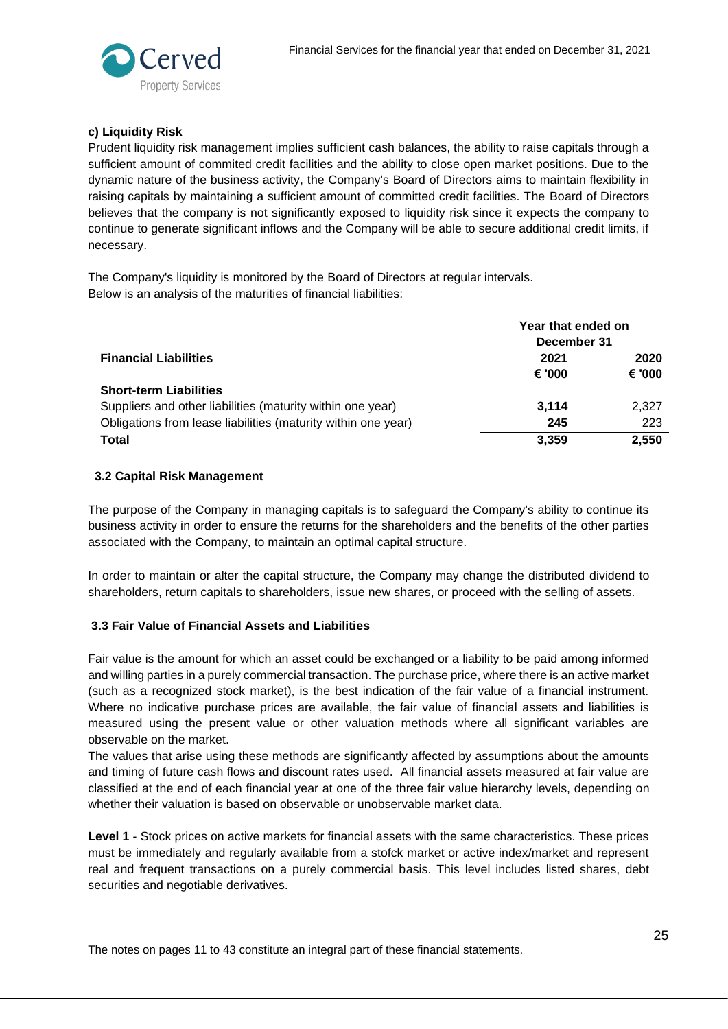#### c) Liquidity Risk

Prudent liquidity risk management implies sufficient cash balances, the ability to raise capitals through a sufficient amount of commited credit facilities and the ability to close open market positions. Due to the dynamic nature of the business activity, the Company's Board of Directors aims to maintain flexibility in raising capitals by maintaining a sufficient amount of committed credit facilities. The Board of Directors believes that the company is not significantly exposed to liquidity risk since it expects the company to continue to generate significant inflows and the Company will be able to secure additional credit limits, if necessary.

The Company's liquidity is monitored by the Board of Directors at regular intervals.
Below is an analysis of the maturities of financial liabilities:

| | Year that ended on December 31 | |
|---|---|---|
| **Financial Liabilities** | **2021** | **2020** |
| | **€ '000** | **€ '000** |
| **Short-term Liabilities** | | |
| Suppliers and other liabilities (maturity within one year) | **3,114** | 2,327 |
| Obligations from lease liabilities (maturity within one year) | **245** | 223 |
| **Total** | **3,359** | **2,550** |

### 3.2 Capital Risk Management

The purpose of the Company in managing capitals is to safeguard the Company's ability to continue its business activity in order to ensure the returns for the shareholders and the benefits of the other parties associated with the Company, to maintain an optimal capital structure.

In order to maintain or alter the capital structure, the Company may change the distributed dividend to shareholders, return capitals to shareholders, issue new shares, or proceed with the selling of assets.

### 3.3 Fair Value of Financial Assets and Liabilities

Fair value is the amount for which an asset could be exchanged or a liability to be paid among informed and willing parties in a purely commercial transaction. The purchase price, where there is an active market (such as a recognized stock market), is the best indication of the fair value of a financial instrument. Where no indicative purchase prices are available, the fair value of financial assets and liabilities is measured using the present value or other valuation methods where all significant variables are observable on the market.
The values that arise using these methods are significantly affected by assumptions about the amounts and timing of future cash flows and discount rates used. All financial assets measured at fair value are classified at the end of each financial year at one of the three fair value hierarchy levels, depending on whether their valuation is based on observable or unobservable market data.

**Level 1** - Stock prices on active markets for financial assets with the same characteristics. These prices must be immediately and regularly available from a stofck market or active index/market and represent real and frequent transactions on a purely commercial basis. This level includes listed shares, debt securities and negotiable derivatives.

The notes on pages 11 to 43 constitute an integral part of these financial statements.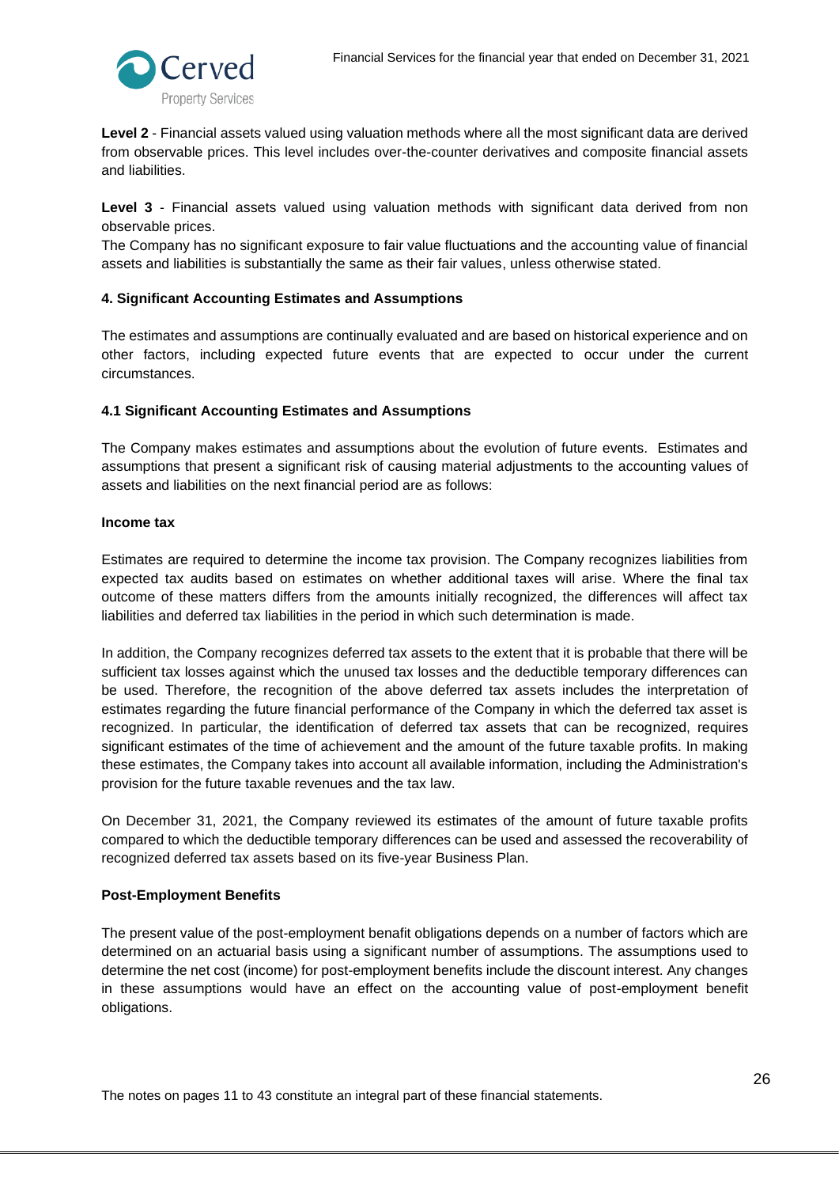**Level 2** - Financial assets valued using valuation methods where all the most significant data are derived from observable prices. This level includes over-the-counter derivatives and composite financial assets and liabilities.

**Level 3** - Financial assets valued using valuation methods with significant data derived from non observable prices.
The Company has no significant exposure to fair value fluctuations and the accounting value of financial assets and liabilities is substantially the same as their fair values, unless otherwise stated.

### 4. Significant Accounting Estimates and Assumptions

The estimates and assumptions are continually evaluated and are based on historical experience and on other factors, including expected future events that are expected to occur under the current circumstances.

### 4.1 Significant Accounting Estimates and Assumptions

The Company makes estimates and assumptions about the evolution of future events. Estimates and assumptions that present a significant risk of causing material adjustments to the accounting values of assets and liabilities on the next financial period are as follows:

**Income tax**

Estimates are required to determine the income tax provision. The Company recognizes liabilities from expected tax audits based on estimates on whether additional taxes will arise. Where the final tax outcome of these matters differs from the amounts initially recognized, the differences will affect tax liabilities and deferred tax liabilities in the period in which such determination is made.

In addition, the Company recognizes deferred tax assets to the extent that it is probable that there will be sufficient tax losses against which the unused tax losses and the deductible temporary differences can be used. Therefore, the recognition of the above deferred tax assets includes the interpretation of estimates regarding the future financial performance of the Company in which the deferred tax asset is recognized. In particular, the identification of deferred tax assets that can be recognized, requires significant estimates of the time of achievement and the amount of the future taxable profits. In making these estimates, the Company takes into account all available information, including the Administration's provision for the future taxable revenues and the tax law.

On December 31, 2021, the Company reviewed its estimates of the amount of future taxable profits compared to which the deductible temporary differences can be used and assessed the recoverability of recognized deferred tax assets based on its five-year Business Plan.

**Post-Employment Benefits**

The present value of the post-employment benafit obligations depends on a number of factors which are determined on an actuarial basis using a significant number of assumptions. The assumptions used to determine the net cost (income) for post-employment benefits include the discount interest. Any changes in these assumptions would have an effect on the accounting value of post-employment benefit obligations.

The notes on pages 11 to 43 constitute an integral part of these financial statements.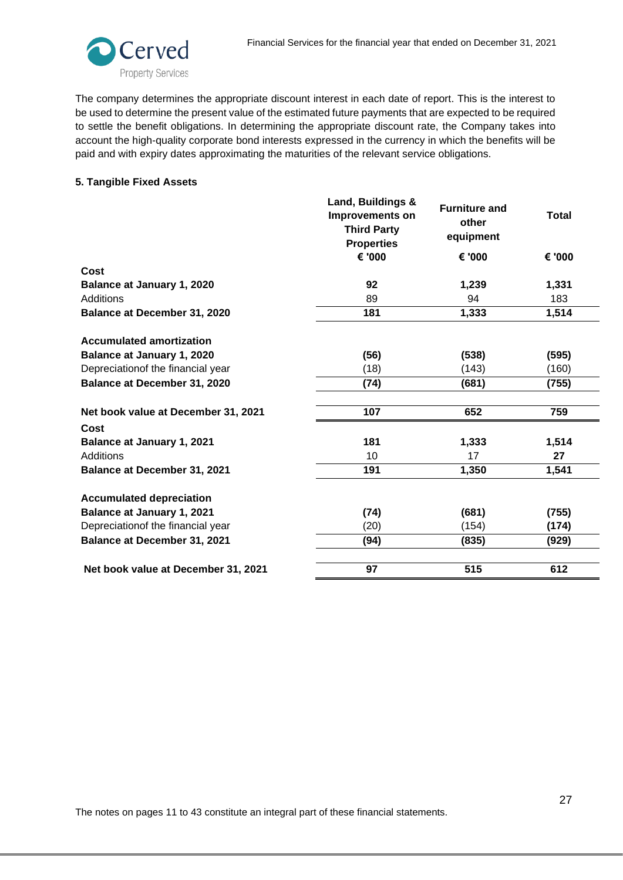The company determines the appropriate discount interest in each date of report. This is the interest to be used to determine the present value of the estimated future payments that are expected to be required to settle the benefit obligations. In determining the appropriate discount rate, the Company takes into account the high-quality corporate bond interests expressed in the currency in which the benefits will be paid and with expiry dates approximating the maturities of the relevant service obligations.

**5. Tangible Fixed Assets**

| | Land, Buildings & Improvements on Third Party Properties | Furniture and other equipment | Total |
|---|---|---|---|
| | € '000 | € '000 | € '000 |
| **Cost** | | | |
| **Balance at January 1, 2020** | **92** | **1,239** | **1,331** |
| Additions | 89 | 94 | 183 |
| **Balance at December 31, 2020** | **181** | **1,333** | **1,514** |
| | | | |
| **Accumulated amortization** | | | |
| **Balance at January 1, 2020** | **(56)** | **(538)** | **(595)** |
| Depreciationof the financial year | (18) | (143) | (160) |
| **Balance at December 31, 2020** | **(74)** | **(681)** | **(755)** |
| | | | |
| **Net book value at December 31, 2021** | **107** | **652** | **759** |
| **Cost** | | | |
| **Balance at January 1, 2021** | **181** | **1,333** | **1,514** |
| Additions | 10 | 17 | **27** |
| **Balance at December 31, 2021** | **191** | **1,350** | **1,541** |
| | | | |
| **Accumulated depreciation** | | | |
| **Balance at January 1, 2021** | **(74)** | **(681)** | **(755)** |
| Depreciationof the financial year | (20) | (154) | **(174)** |
| **Balance at December 31, 2021** | **(94)** | **(835)** | **(929)** |
| | | | |
| **Net book value at December 31, 2021** | **97** | **515** | **612** |

The notes on pages 11 to 43 constitute an integral part of these financial statements.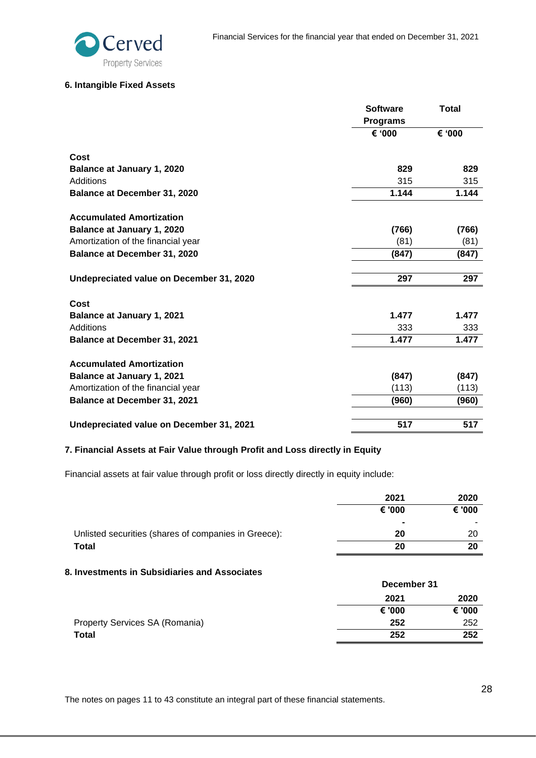## 6. Intangible Fixed Assets

| | Software Programs | Total |
|---|---|---|
| | € '000 | € '000 |
| **Cost** | | |
| **Balance at January 1, 2020** | **829** | **829** |
| Additions | 315 | 315 |
| **Balance at December 31, 2020** | **1.144** | **1.144** |
| **Accumulated Amortization** | | |
| **Balance at January 1, 2020** | **(766)** | **(766)** |
| Amortization of the financial year | (81) | (81) |
| **Balance at December 31, 2020** | **(847)** | **(847)** |
| **Undepreciated value on December 31, 2020** | **297** | **297** |
| **Cost** | | |
| **Balance at January 1, 2021** | **1.477** | **1.477** |
| Additions | 333 | 333 |
| **Balance at December 31, 2021** | **1.477** | **1.477** |
| **Accumulated Amortization** | | |
| **Balance at January 1, 2021** | **(847)** | **(847)** |
| Amortization of the financial year | (113) | (113) |
| **Balance at December 31, 2021** | **(960)** | **(960)** |
| **Undepreciated value on December 31, 2021** | **517** | **517** |

## 7. Financial Assets at Fair Value through Profit and Loss directly in Equity

Financial assets at fair value through profit or loss directly directly in equity include:

| | 2021 | 2020 |
|---|---|---|
| | € '000 | € '000 |
| | **-** | - |
| Unlisted securities (shares of companies in Greece): | **20** | 20 |
| **Total** | **20** | **20** |

## 8. Investments in Subsidiaries and Associates

| | December 31 | |
|---|---|---|
| | 2021 | 2020 |
| | € '000 | € '000 |
| Property Services SA (Romania) | **252** | 252 |
| **Total** | **252** | **252** |

The notes on pages 11 to 43 constitute an integral part of these financial statements.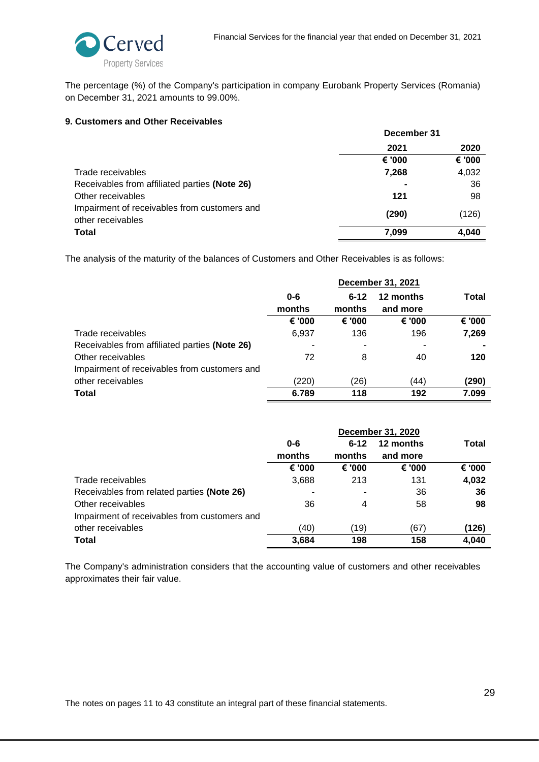The percentage (%) of the Company's participation in company Eurobank Property Services (Romania) on December 31, 2021 amounts to 99.00%.

**9. Customers and Other Receivables**

| | December 31 | |
|---|---|---|
| | **2021** | **2020** |
| | **€ '000** | **€ '000** |
| Trade receivables | **7,268** | 4,032 |
| Receivables from affiliated parties **(Note 26)** | **-** | 36 |
| Other receivables | **121** | 98 |
| Impairment of receivables from customers and other receivables | **(290)** | (126) |
| **Total** | **7,099** | **4,040** |

The analysis of the maturity of the balances of Customers and Other Receivables is as follows:

| | December 31, 2021 | | | |
|---|---|---|---|---|
| | **0-6 months** | **6-12 months** | **12 months and more** | **Total** |
| | **€ '000** | **€ '000** | **€ '000** | **€ '000** |
| Trade receivables | 6,937 | 136 | 196 | **7,269** |
| Receivables from affiliated parties **(Note 26)** | - | - | - | **-** |
| Other receivables | 72 | 8 | 40 | **120** |
| Impairment of receivables from customers and other receivables | (220) | (26) | (44) | **(290)** |
| **Total** | **6.789** | **118** | **192** | **7.099** |

| | December 31, 2020 | | | |
|---|---|---|---|---|
| | **0-6 months** | **6-12 months** | **12 months and more** | **Total** |
| | **€ '000** | **€ '000** | **€ '000** | **€ '000** |
| Trade receivables | 3,688 | 213 | 131 | **4,032** |
| Receivables from related parties **(Note 26)** | - | - | 36 | **36** |
| Other receivables | 36 | 4 | 58 | **98** |
| Impairment of receivables from customers and other receivables | (40) | (19) | (67) | **(126)** |
| **Total** | **3,684** | **198** | **158** | **4,040** |

The Company's administration considers that the accounting value of customers and other receivables approximates their fair value.

The notes on pages 11 to 43 constitute an integral part of these financial statements.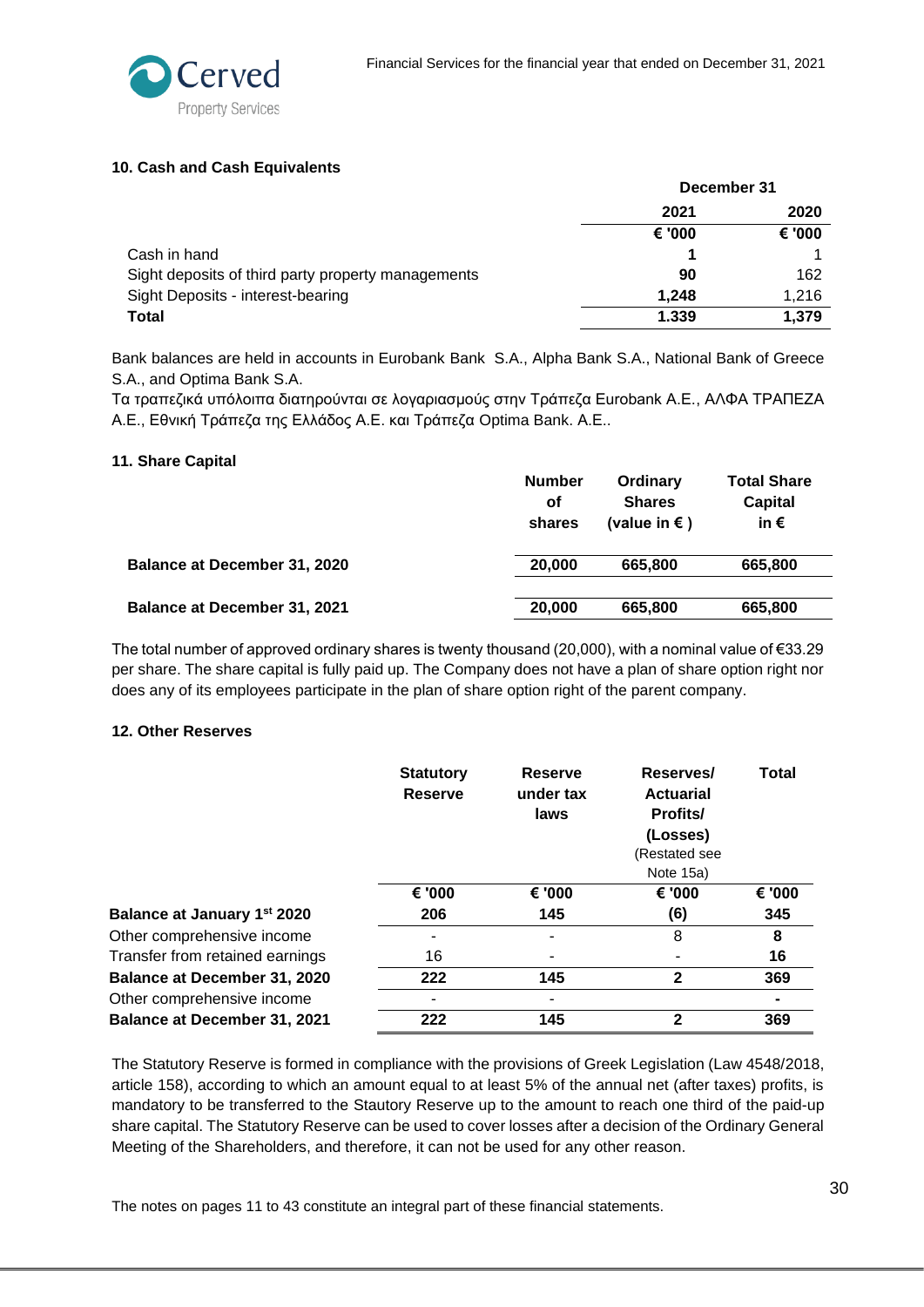### 10. Cash and Cash Equivalents

| | December 31 | |
|---|---|---|
| | **2021** | **2020** |
| | **€ '000** | **€ '000** |
| Cash in hand | **1** | 1 |
| Sight deposits of third party property managements | **90** | 162 |
| Sight Deposits - interest-bearing | **1,248** | 1,216 |
| **Total** | **1.339** | **1,379** |

Bank balances are held in accounts in Eurobank Bank S.A., Alpha Bank S.A., National Bank of Greece S.A., and Optima Bank S.A.
Τα τραπεζικά υπόλοιπα διατηρούνται σε λογαριασμούς στην Τράπεζα Eurobank A.E., ΑΛΦΑ ΤΡΑΠΕΖΑ Α.Ε., Εθνική Τράπεζα της Ελλάδος Α.Ε. και Τράπεζα Optima Bank. A.E..

### 11. Share Capital

| | Number of shares | Ordinary Shares (value in € ) | Total Share Capital in € |
|---|---|---|---|
| **Balance at December 31, 2020** | **20,000** | **665,800** | **665,800** |
| **Balance at December 31, 2021** | **20,000** | **665,800** | **665,800** |

The total number of approved ordinary shares is twenty thousand (20,000), with a nominal value of €33.29 per share. The share capital is fully paid up. The Company does not have a plan of share option right nor does any of its employees participate in the plan of share option right of the parent company.

### 12. Other Reserves

| | Statutory Reserve | Reserve under tax laws | Reserves/ Actuarial Profits/ (Losses) (Restated see Note 15a) | Total |
|---|---|---|---|---|
| | **€ '000** | **€ '000** | **€ '000** | **€ '000** |
| **Balance at January 1st 2020** | **206** | **145** | **(6)** | **345** |
| Other comprehensive income | - | - | 8 | **8** |
| Transfer from retained earnings | 16 | - | - | **16** |
| **Balance at December 31, 2020** | **222** | **145** | **2** | **369** |
| Other comprehensive income | - | - | - | **-** |
| **Balance at December 31, 2021** | **222** | **145** | **2** | **369** |

The Statutory Reserve is formed in compliance with the provisions of Greek Legislation (Law 4548/2018, article 158), according to which an amount equal to at least 5% of the annual net (after taxes) profits, is mandatory to be transferred to the Stautory Reserve up to the amount to reach one third of the paid-up share capital. The Statutory Reserve can be used to cover losses after a decision of the Ordinary General Meeting of the Shareholders, and therefore, it can not be used for any other reason.

The notes on pages 11 to 43 constitute an integral part of these financial statements.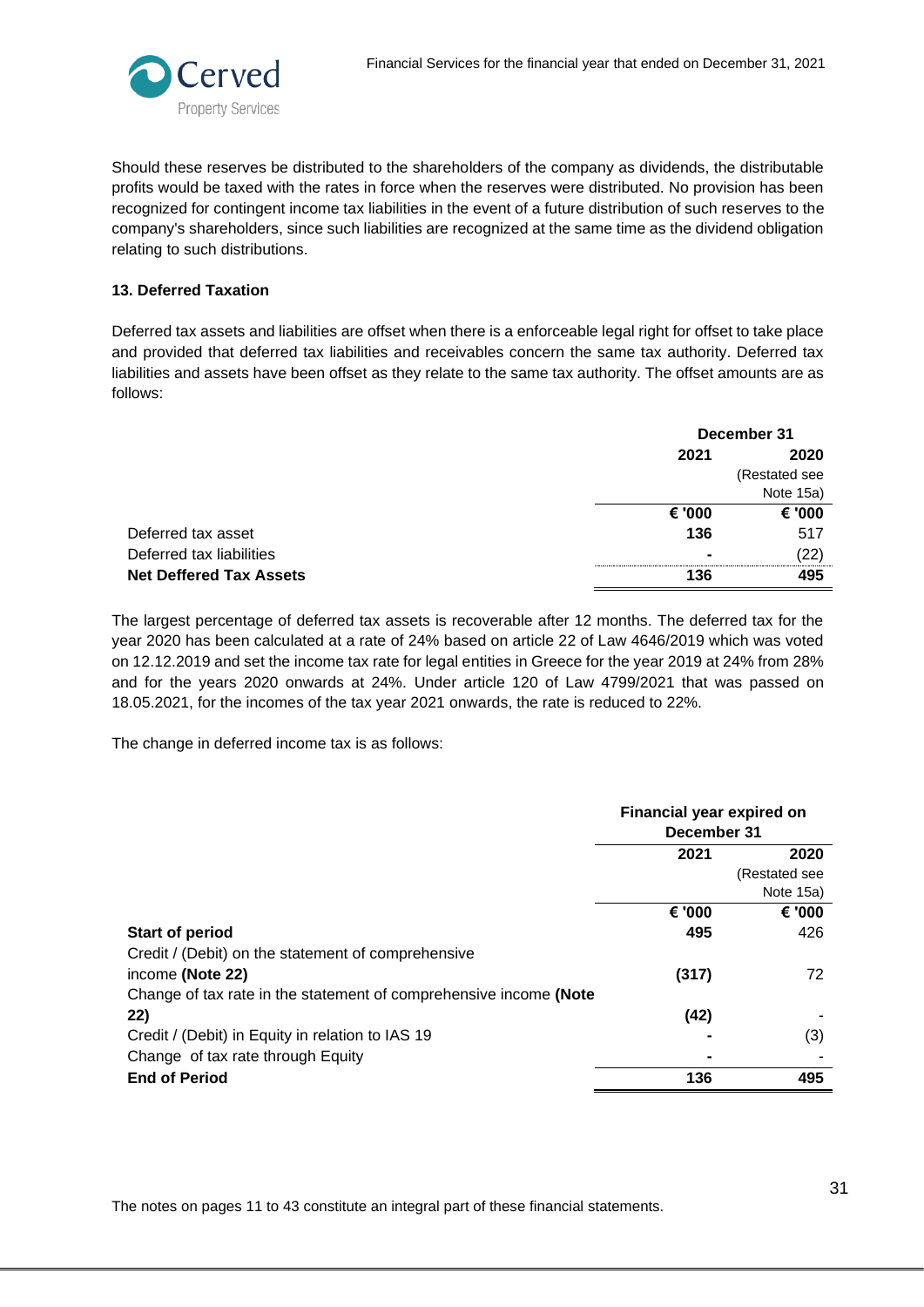Should these reserves be distributed to the shareholders of the company as dividends, the distributable profits would be taxed with the rates in force when the reserves were distributed. No provision has been recognized for contingent income tax liabilities in the event of a future distribution of such reserves to the company's shareholders, since such liabilities are recognized at the same time as the dividend obligation relating to such distributions.

### 13. Deferred Taxation

Deferred tax assets and liabilities are offset when there is a enforceable legal right for offset to take place and provided that deferred tax liabilities and receivables concern the same tax authority. Deferred tax liabilities and assets have been offset as they relate to the same tax authority. The offset amounts are as follows:

| | December 31 | |
|---|---|---|
| | **2021** | **2020** (Restated see Note 15a) |
| | **€ '000** | **€ '000** |
| Deferred tax asset | **136** | 517 |
| Deferred tax liabilities | **-** | (22) |
| **Net Deffered Tax Assets** | **136** | **495** |

The largest percentage of deferred tax assets is recoverable after 12 months. The deferred tax for the year 2020 has been calculated at a rate of 24% based on article 22 of Law 4646/2019 which was voted on 12.12.2019 and set the income tax rate for legal entities in Greece for the year 2019 at 24% from 28% and for the years 2020 onwards at 24%. Under article 120 of Law 4799/2021 that was passed on 18.05.2021, for the incomes of the tax year 2021 onwards, the rate is reduced to 22%.

The change in deferred income tax is as follows:

| | Financial year expired on December 31 | |
|---|---|---|
| | **2021** | **2020** (Restated see Note 15a) |
| | **€ '000** | **€ '000** |
| **Start of period** | **495** | 426 |
| Credit / (Debit) on the statement of comprehensive income **(Note 22)** | **(317)** | 72 |
| Change of tax rate in the statement of comprehensive income **(Note 22)** | **(42)** | - |
| Credit / (Debit) in Equity in relation to IAS 19 | **-** | (3) |
| Change of tax rate through Equity | **-** | - |
| **End of Period** | **136** | **495** |

The notes on pages 11 to 43 constitute an integral part of these financial statements.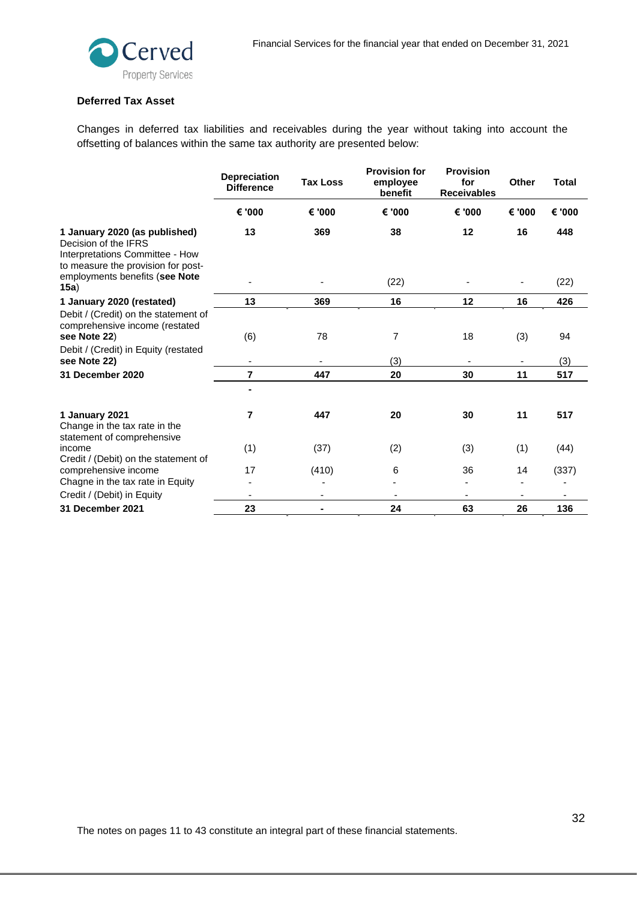### Deferred Tax Asset

Changes in deferred tax liabilities and receivables during the year without taking into account the offsetting of balances within the same tax authority are presented below:

| | Depreciation Difference | Tax Loss | Provision for employee benefit | Provision for Receivables | Other | Total |
|---|---|---|---|---|---|---|
| | € '000 | € '000 | € '000 | € '000 | € '000 | € '000 |
| **1 January 2020 (as published)** | **13** | **369** | **38** | **12** | **16** | **448** |
| Decision of the IFRS Interpretations Committee - How to measure the provision for post-employments benefits (**see Note 15a**) | - | - | (22) | - | - | (22) |
| **1 January 2020 (restated)** | **13** | **369** | **16** | **12** | **16** | **426** |
| Debit / (Credit) on the statement of comprehensive income (restated **see Note 22**) | (6) | 78 | 7 | 18 | (3) | 94 |
| Debit / (Credit) in Equity (restated **see Note 22**) | - | - | (3) | - | - | (3) |
| **31 December 2020** | **7** | **447** | **20** | **30** | **11** | **517** |
| | **-** | | | | | |
| **1 January 2021** | **7** | **447** | **20** | **30** | **11** | **517** |
| Change in the tax rate in the statement of comprehensive income | (1) | (37) | (2) | (3) | (1) | (44) |
| Credit / (Debit) on the statement of comprehensive income | 17 | (410) | 6 | 36 | 14 | (337) |
| Chagne in the tax rate in Equity | - | - | - | - | - | - |
| Credit / (Debit) in Equity | - | - | - | - | - | - |
| **31 December 2021** | **23** | **-** | **24** | **63** | **26** | **136** |

The notes on pages 11 to 43 constitute an integral part of these financial statements.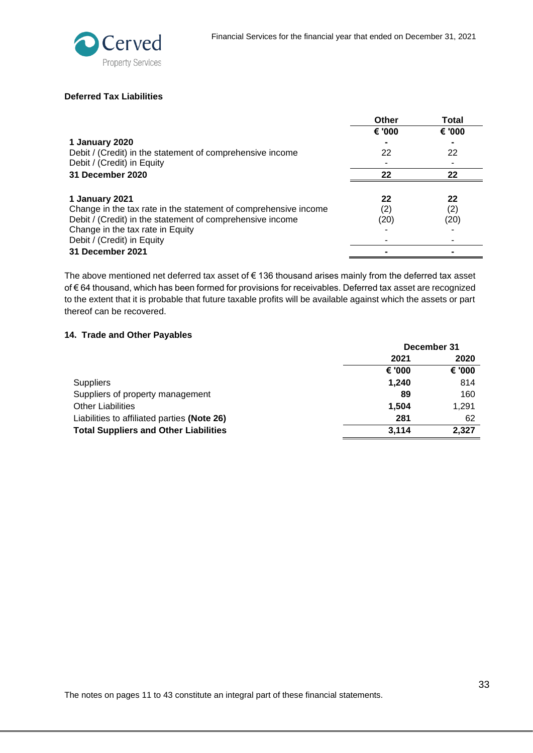### Deferred Tax Liabilities

| | Other | Total |
|---|---|---|
| | € '000 | € '000 |
| **1 January 2020** | **-** | **-** |
| Debit / (Credit) in the statement of comprehensive income | 22 | 22 |
| Debit / (Credit) in Equity | - | - |
| **31 December 2020** | **22** | **22** |
| | | |
| **1 January 2021** | **22** | **22** |
| Change in the tax rate in the statement of comprehensive income | (2) | (2) |
| Debit / (Credit) in the statement of comprehensive income | (20) | (20) |
| Change in the tax rate in Equity | - | - |
| Debit / (Credit) in Equity | - | - |
| **31 December 2021** | **-** | **-** |

The above mentioned net deferred tax asset of € 136 thousand arises mainly from the deferred tax asset of € 64 thousand, which has been formed for provisions for receivables. Deferred tax asset are recognized to the extent that it is probable that future taxable profits will be available against which the assets or part thereof can be recovered.

### 14. Trade and Other Payables

| | December 31 | |
|---|---|---|
| | **2021** | **2020** |
| | **€ '000** | **€ '000** |
| Suppliers | **1,240** | 814 |
| Suppliers of property management | **89** | 160 |
| Other Liabilities | **1,504** | 1,291 |
| Liabilities to affiliated parties **(Note 26)** | **281** | 62 |
| **Total Suppliers and Other Liabilities** | **3,114** | **2,327** |

The notes on pages 11 to 43 constitute an integral part of these financial statements.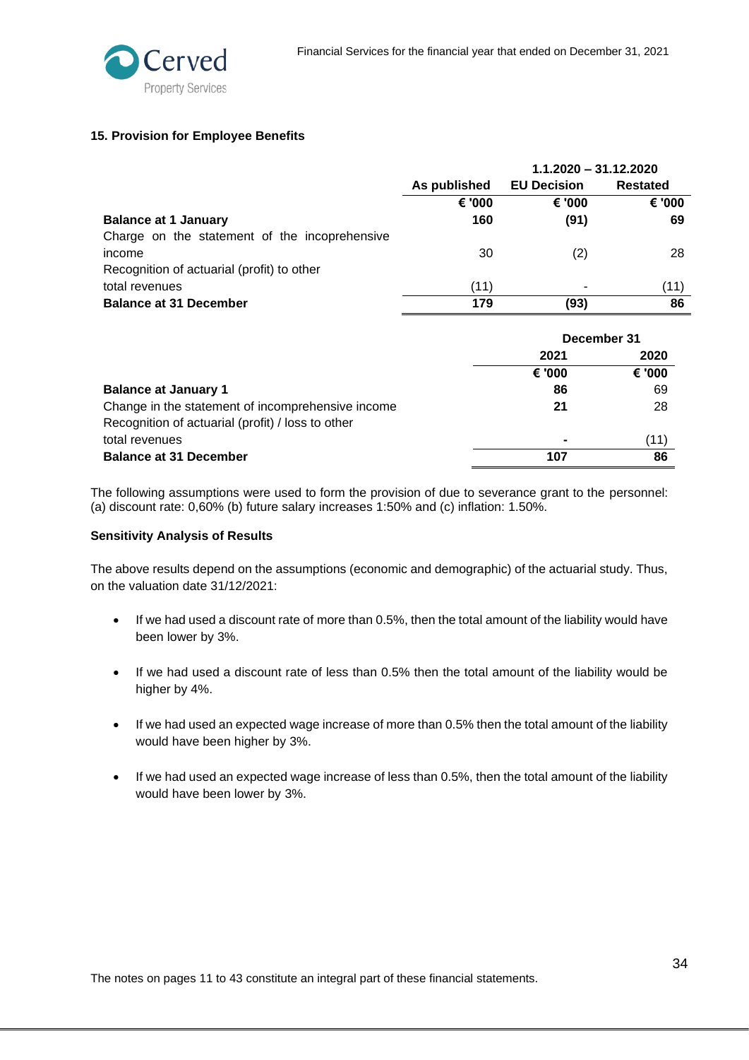### 15. Provision for Employee Benefits

| | 1.1.2020 – 31.12.2020 | | |
|---|---|---|---|
| | As published | EU Decision | Restated |
| | € '000 | € '000 | € '000 |
| **Balance at 1 January** | **160** | **(91)** | **69** |
| Charge on the statement of the incoprehensive income | 30 | (2) | 28 |
| Recognition of actuarial (profit) to other total revenues | (11) | - | (11) |
| **Balance at 31 December** | **179** | **(93)** | **86** |

| | December 31 | |
|---|---|---|
| | 2021 | 2020 |
| | € '000 | € '000 |
| **Balance at January 1** | **86** | 69 |
| Change in the statement of incomprehensive income | **21** | 28 |
| Recognition of actuarial (profit) / loss to other total revenues | **-** | (11) |
| **Balance at 31 December** | **107** | **86** |

The following assumptions were used to form the provision of due to severance grant to the personnel: (a) discount rate: 0,60% (b) future salary increases 1:50% and (c) inflation: 1.50%.

**Sensitivity Analysis of Results**

The above results depend on the assumptions (economic and demographic) of the actuarial study. Thus, on the valuation date 31/12/2021:

- If we had used a discount rate of more than 0.5%, then the total amount of the liability would have been lower by 3%.
- If we had used a discount rate of less than 0.5% then the total amount of the liability would be higher by 4%.
- If we had used an expected wage increase of more than 0.5% then the total amount of the liability would have been higher by 3%.
- If we had used an expected wage increase of less than 0.5%, then the total amount of the liability would have been lower by 3%.

The notes on pages 11 to 43 constitute an integral part of these financial statements.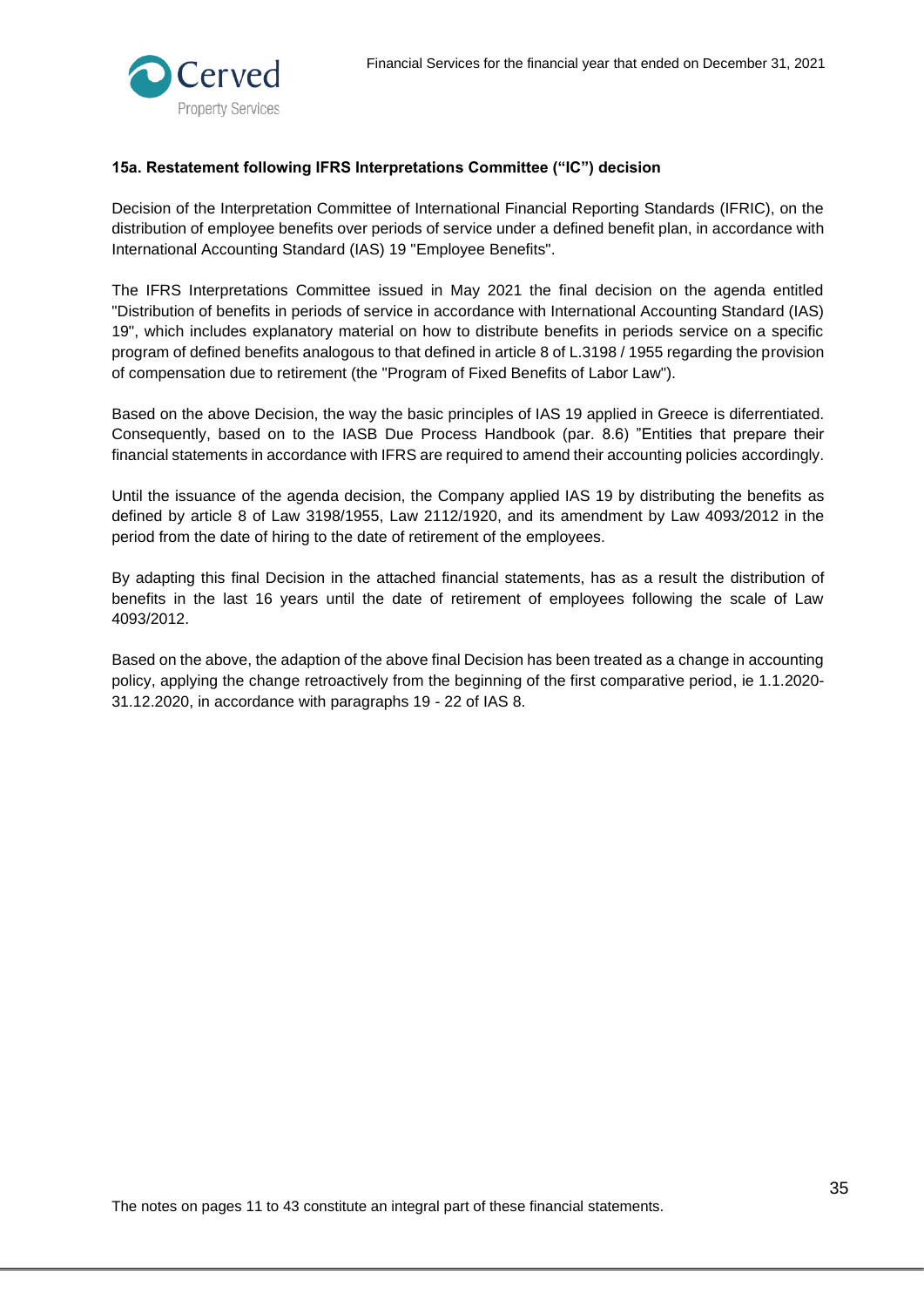### 15a. Restatement following IFRS Interpretations Committee ("IC") decision

Decision of the Interpretation Committee of International Financial Reporting Standards (IFRIC), on the distribution of employee benefits over periods of service under a defined benefit plan, in accordance with International Accounting Standard (IAS) 19 "Employee Benefits".

The IFRS Interpretations Committee issued in May 2021 the final decision on the agenda entitled "Distribution of benefits in periods of service in accordance with International Accounting Standard (IAS) 19", which includes explanatory material on how to distribute benefits in periods service on a specific program of defined benefits analogous to that defined in article 8 of L.3198 / 1955 regarding the provision of compensation due to retirement (the "Program of Fixed Benefits of Labor Law").

Based on the above Decision, the way the basic principles of IAS 19 applied in Greece is diferrentiated. Consequently, based on to the IASB Due Process Handbook (par. 8.6) "Entities that prepare their financial statements in accordance with IFRS are required to amend their accounting policies accordingly.

Until the issuance of the agenda decision, the Company applied IAS 19 by distributing the benefits as defined by article 8 of Law 3198/1955, Law 2112/1920, and its amendment by Law 4093/2012 in the period from the date of hiring to the date of retirement of the employees.

By adapting this final Decision in the attached financial statements, has as a result the distribution of benefits in the last 16 years until the date of retirement of employees following the scale of Law 4093/2012.

Based on the above, the adaption of the above final Decision has been treated as a change in accounting policy, applying the change retroactively from the beginning of the first comparative period, ie 1.1.2020-31.12.2020, in accordance with paragraphs 19 - 22 of IAS 8.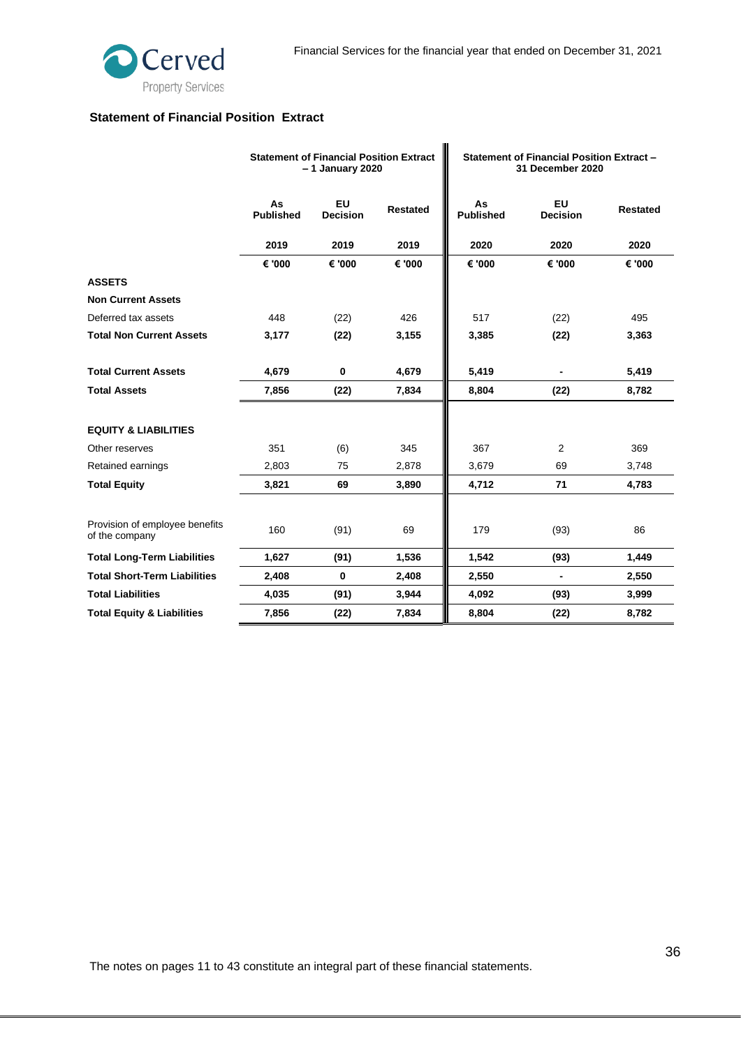## Statement of Financial Position Extract

| | Statement of Financial Position Extract – 1 January 2020 | | | Statement of Financial Position Extract – 31 December 2020 | | |
|---|---|---|---|---|---|---|
| | **As Published** | **EU Decision** | **Restated** | **As Published** | **EU Decision** | **Restated** |
| | **2019** | **2019** | **2019** | **2020** | **2020** | **2020** |
| | **€ '000** | **€ '000** | **€ '000** | **€ '000** | **€ '000** | **€ '000** |
| **ASSETS** | | | | | | |
| **Non Current Assets** | | | | | | |
| Deferred tax assets | 448 | (22) | 426 | 517 | (22) | 495 |
| **Total Non Current Assets** | **3,177** | **(22)** | **3,155** | **3,385** | **(22)** | **3,363** |
| **Total Current Assets** | **4,679** | **0** | **4,679** | **5,419** | **-** | **5,419** |
| **Total Assets** | **7,856** | **(22)** | **7,834** | **8,804** | **(22)** | **8,782** |
| **EQUITY & LIABILITIES** | | | | | | |
| Other reserves | 351 | (6) | 345 | 367 | 2 | 369 |
| Retained earnings | 2,803 | 75 | 2,878 | 3,679 | 69 | 3,748 |
| **Total Equity** | **3,821** | **69** | **3,890** | **4,712** | **71** | **4,783** |
| Provision of employee benefits of the company | 160 | (91) | 69 | 179 | (93) | 86 |
| **Total Long-Term Liabilities** | **1,627** | **(91)** | **1,536** | **1,542** | **(93)** | **1,449** |
| **Total Short-Term Liabilities** | **2,408** | **0** | **2,408** | **2,550** | **-** | **2,550** |
| **Total Liabilities** | **4,035** | **(91)** | **3,944** | **4,092** | **(93)** | **3,999** |
| **Total Equity & Liabilities** | **7,856** | **(22)** | **7,834** | **8,804** | **(22)** | **8,782** |

The notes on pages 11 to 43 constitute an integral part of these financial statements.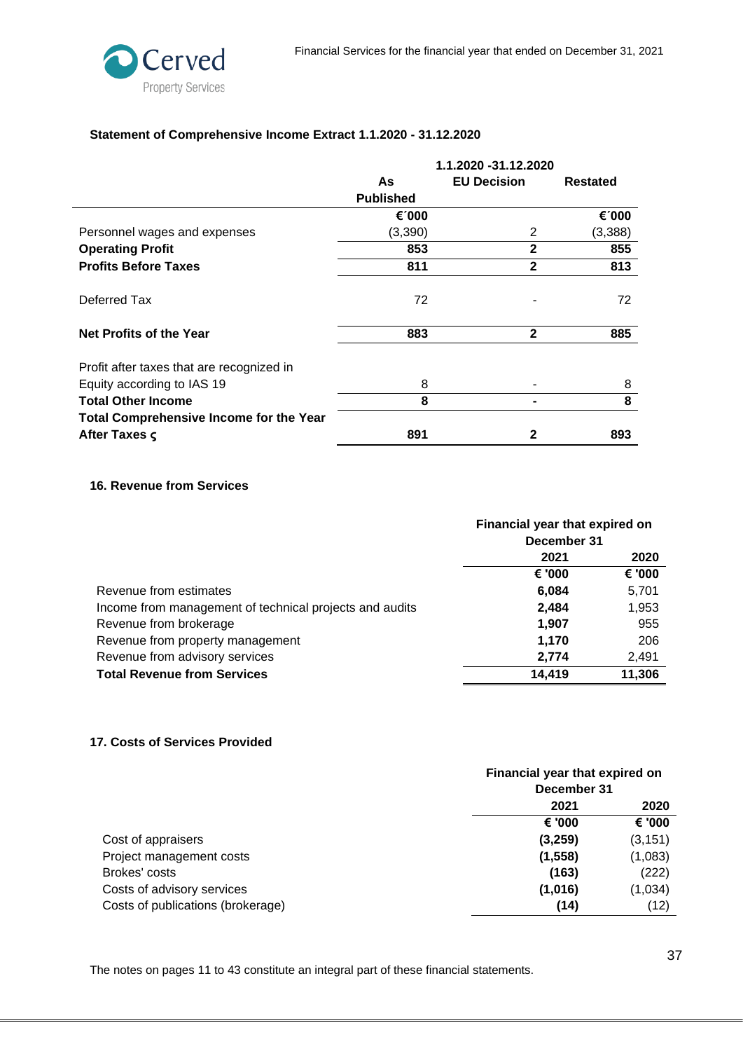**Statement of Comprehensive Income Extract 1.1.2020 - 31.12.2020**

| | 1.1.2020 -31.12.2020 | | |
|---|---|---|---|
| | **As Published** | **EU Decision** | **Restated** |
| | **€´000** | | **€´000** |
| Personnel wages and expenses | (3,390) | 2 | (3,388) |
| **Operating Profit** | **853** | **2** | **855** |
| **Profits Before Taxes** | **811** | **2** | **813** |
| Deferred Tax | 72 | - | 72 |
| **Net Profits of the Year** | **883** | **2** | **885** |
| Profit after taxes that are recognized in Equity according to IAS 19 | 8 | - | 8 |
| **Total Other Income** | **8** | **-** | **8** |
| **Total Comprehensive Income for the Year After Taxes ς** | **891** | **2** | **893** |

## 16. Revenue from Services

| | Financial year that expired on December 31 | |
|---|---|---|
| | **2021** | **2020** |
| | **€ '000** | **€ '000** |
| Revenue from estimates | **6,084** | 5,701 |
| Income from management of technical projects and audits | **2,484** | 1,953 |
| Revenue from brokerage | **1,907** | 955 |
| Revenue from property management | **1,170** | 206 |
| Revenue from advisory services | **2,774** | 2,491 |
| **Total Revenue from Services** | **14,419** | **11,306** |

## 17. Costs of Services Provided

| | Financial year that expired on December 31 | |
|---|---|---|
| | **2021** | **2020** |
| | **€ '000** | **€ '000** |
| Cost of appraisers | **(3,259)** | (3,151) |
| Project management costs | **(1,558)** | (1,083) |
| Brokes' costs | **(163)** | (222) |
| Costs of advisory services | **(1,016)** | (1,034) |
| Costs of publications (brokerage) | **(14)** | (12) |

The notes on pages 11 to 43 constitute an integral part of these financial statements.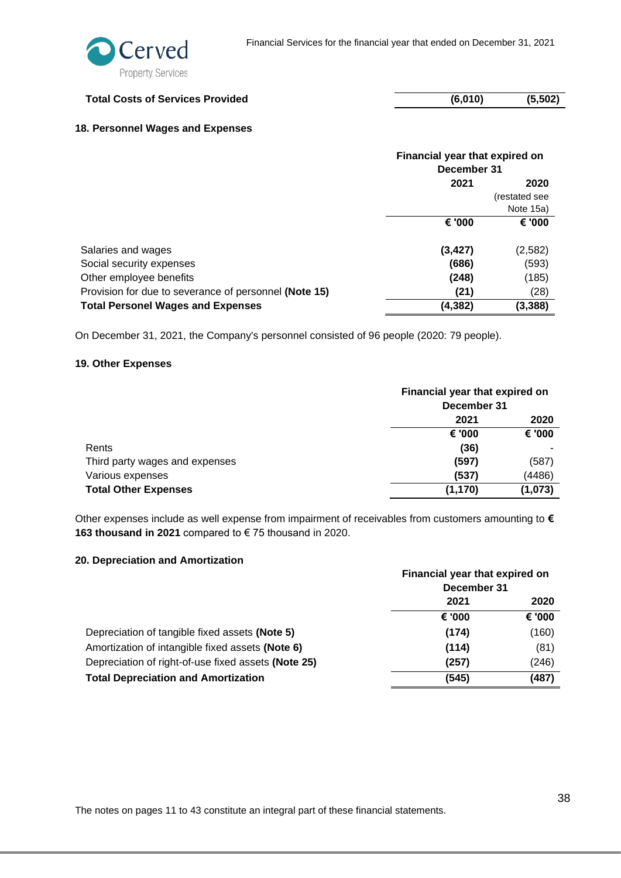| | | |
|---|---|---|
| **Total Costs of Services Provided** | **(6,010)** | **(5,502)** |

### 18. Personnel Wages and Expenses

| | Financial year that expired on December 31 | |
|---|---|---|
| | 2021 | 2020 (restated see Note 15a) |
| | € '000 | € '000 |
| Salaries and wages | **(3,427)** | (2,582) |
| Social security expenses | **(686)** | (593) |
| Other employee benefits | **(248)** | (185) |
| Provision for due to severance of personnel **(Note 15)** | **(21)** | (28) |
| **Total Personel Wages and Expenses** | **(4,382)** | **(3,388)** |

On December 31, 2021, the Company's personnel consisted of 96 people (2020: 79 people).

### 19. Other Expenses

| | Financial year that expired on December 31 | |
|---|---|---|
| | 2021 | 2020 |
| | € '000 | € '000 |
| Rents | **(36)** | - |
| Third party wages and expenses | **(597)** | (587) |
| Various expenses | **(537)** | (4486) |
| **Total Other Expenses** | **(1,170)** | **(1,073)** |

Other expenses include as well expense from impairment of receivables from customers amounting to **€ 163 thousand in 2021** compared to € 75 thousand in 2020.

### 20. Depreciation and Amortization

| | Financial year that expired on December 31 | |
|---|---|---|
| | 2021 | 2020 |
| | € '000 | € '000 |
| Depreciation of tangible fixed assets **(Note 5)** | **(174)** | (160) |
| Amortization of intangible fixed assets **(Note 6)** | **(114)** | (81) |
| Depreciation of right-of-use fixed assets **(Note 25)** | **(257)** | (246) |
| **Total Depreciation and Amortization** | **(545)** | **(487)** |

The notes on pages 11 to 43 constitute an integral part of these financial statements.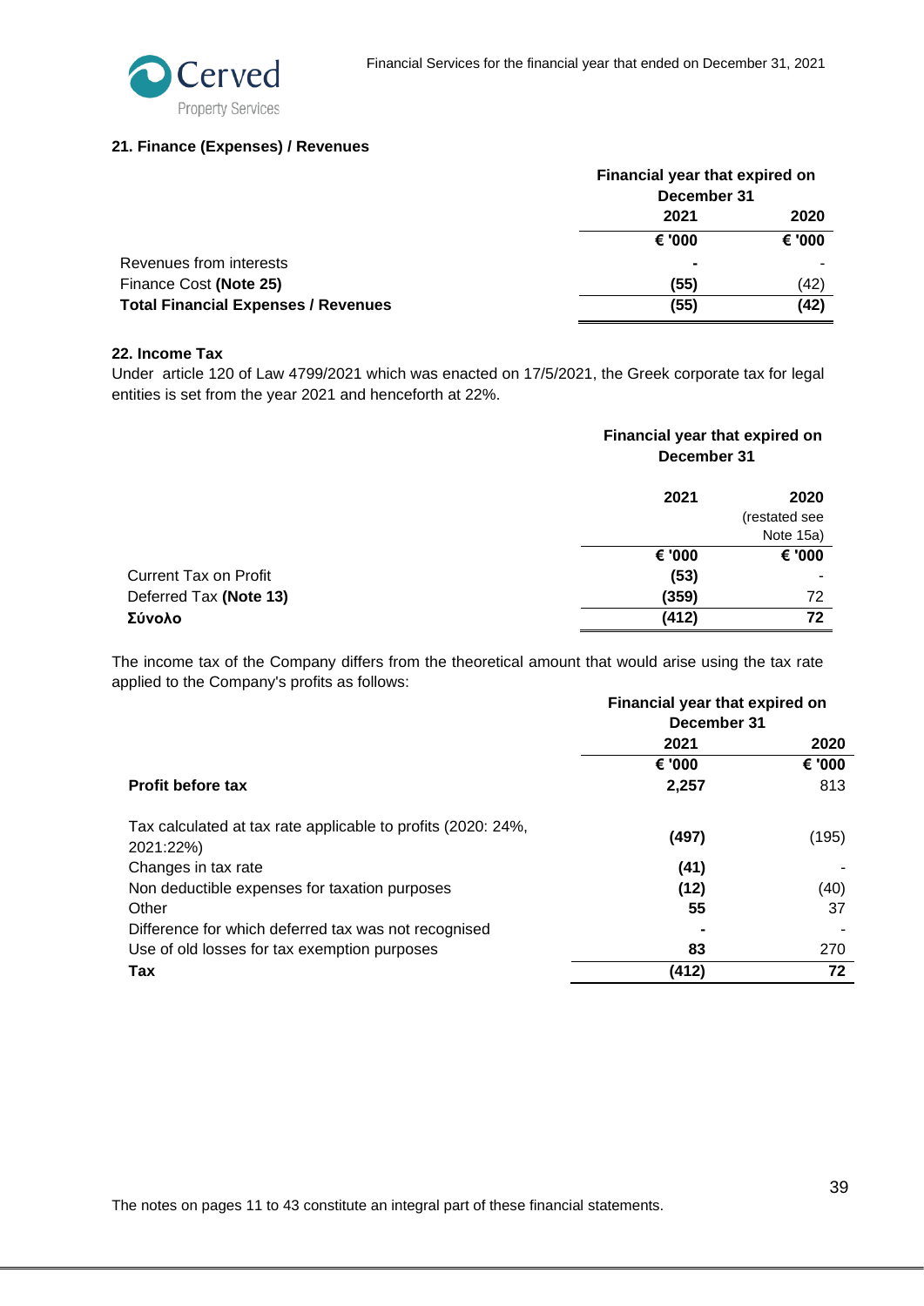### 21. Finance (Expenses) / Revenues

| | Financial year that expired on December 31 | |
|---|---|---|
| | 2021 | 2020 |
| | € '000 | € '000 |
| Revenues from interests | - | - |
| Finance Cost **(Note 25)** | (55) | (42) |
| **Total Financial Expenses / Revenues** | **(55)** | **(42)** |

### 22. Income Tax

Under article 120 of Law 4799/2021 which was enacted on 17/5/2021, the Greek corporate tax for legal entities is set from the year 2021 and henceforth at 22%.

| | Financial year that expired on December 31 | |
|---|---|---|
| | 2021 | 2020 (restated see Note 15a) |
| | € '000 | € '000 |
| Current Tax on Profit | (53) | - |
| Deferred Tax **(Note 13)** | (359) | 72 |
| **Σύνολο** | **(412)** | **72** |

The income tax of the Company differs from the theoretical amount that would arise using the tax rate applied to the Company's profits as follows:

| | Financial year that expired on December 31 | |
|---|---|---|
| | 2021 | 2020 |
| | € '000 | € '000 |
| **Profit before tax** | **2,257** | 813 |
| Tax calculated at tax rate applicable to profits (2020: 24%, 2021:22%) | (497) | (195) |
| Changes in tax rate | (41) | - |
| Non deductible expenses for taxation purposes | (12) | (40) |
| Other | 55 | 37 |
| Difference for which deferred tax was not recognised | - | - |
| Use of old losses for tax exemption purposes | 83 | 270 |
| **Tax** | **(412)** | **72** |

The notes on pages 11 to 43 constitute an integral part of these financial statements.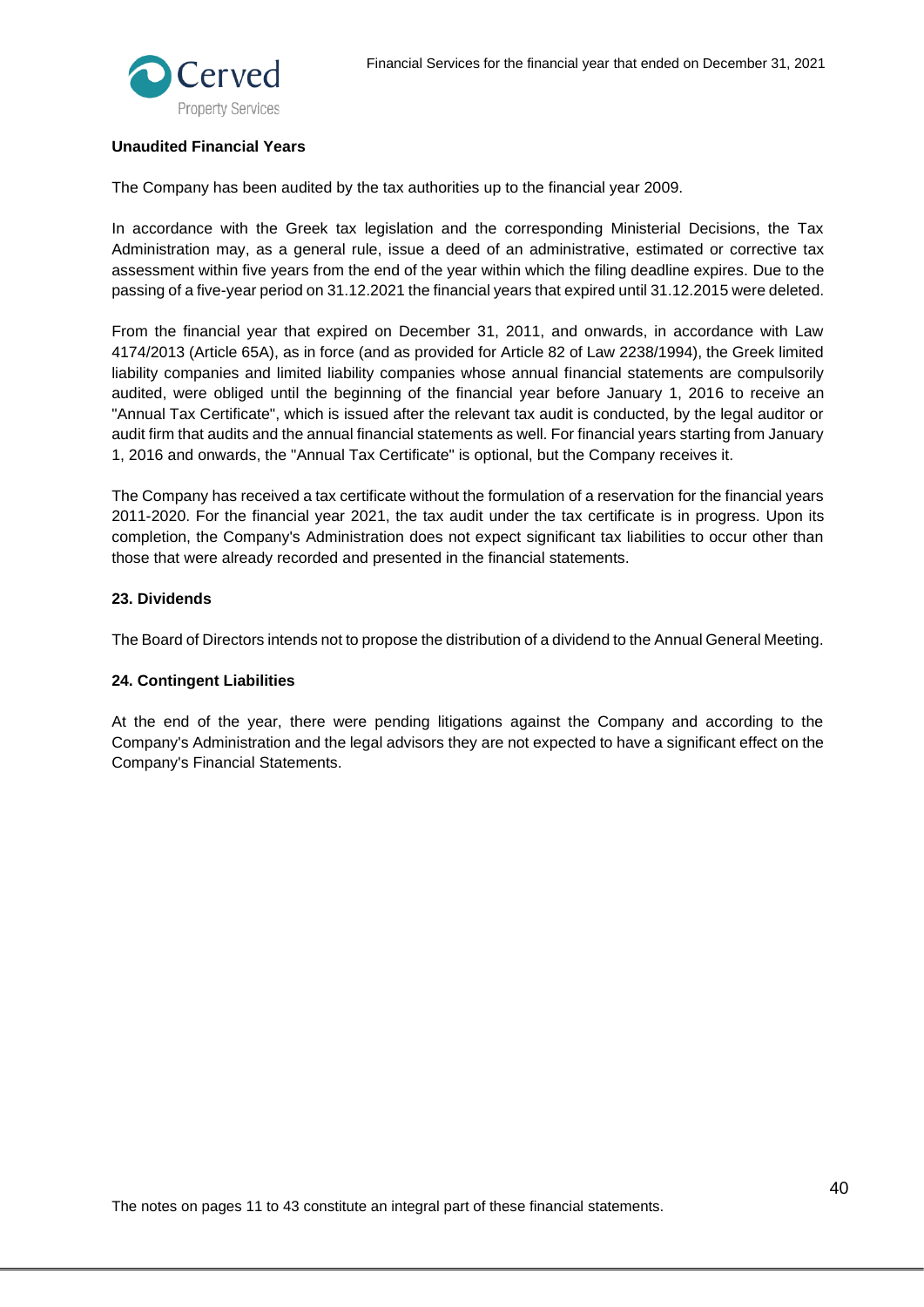**Unaudited Financial Years**

The Company has been audited by the tax authorities up to the financial year 2009.

In accordance with the Greek tax legislation and the corresponding Ministerial Decisions, the Tax Administration may, as a general rule, issue a deed of an administrative, estimated or corrective tax assessment within five years from the end of the year within which the filing deadline expires. Due to the passing of a five-year period on 31.12.2021 the financial years that expired until 31.12.2015 were deleted.

From the financial year that expired on December 31, 2011, and onwards, in accordance with Law 4174/2013 (Article 65A), as in force (and as provided for Article 82 of Law 2238/1994), the Greek limited liability companies and limited liability companies whose annual financial statements are compulsorily audited, were obliged until the beginning of the financial year before January 1, 2016 to receive an "Annual Tax Certificate", which is issued after the relevant tax audit is conducted, by the legal auditor or audit firm that audits and the annual financial statements as well. For financial years starting from January 1, 2016 and onwards, the "Annual Tax Certificate" is optional, but the Company receives it.

The Company has received a tax certificate without the formulation of a reservation for the financial years 2011-2020. For the financial year 2021, the tax audit under the tax certificate is in progress. Upon its completion, the Company's Administration does not expect significant tax liabilities to occur other than those that were already recorded and presented in the financial statements.

**23. Dividends**

The Board of Directors intends not to propose the distribution of a dividend to the Annual General Meeting.

**24. Contingent Liabilities**

At the end of the year, there were pending litigations against the Company and according to the Company's Administration and the legal advisors they are not expected to have a significant effect on the Company's Financial Statements.

The notes on pages 11 to 43 constitute an integral part of these financial statements.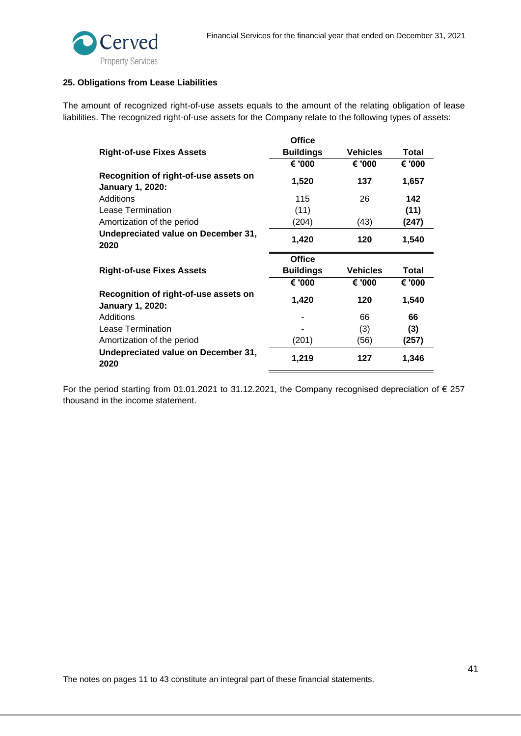## 25. Obligations from Lease Liabilities

The amount of recognized right-of-use assets equals to the amount of the relating obligation of lease liabilities. The recognized right-of-use assets for the Company relate to the following types of assets:

| Right-of-use Fixes Assets | Office Buildings | Vehicles | Total |
|---|---|---|---|
| | € '000 | € '000 | € '000 |
| **Recognition of right-of-use assets on January 1, 2020:** | **1,520** | **137** | **1,657** |
| Additions | 115 | 26 | **142** |
| Lease Termination | (11) | | **(11)** |
| Amortization of the period | (204) | (43) | **(247)** |
| **Undepreciated value on December 31, 2020** | **1,420** | **120** | **1,540** |

| Right-of-use Fixes Assets | Office Buildings | Vehicles | Total |
|---|---|---|---|
| | € '000 | € '000 | € '000 |
| **Recognition of right-of-use assets on January 1, 2020:** | **1,420** | **120** | **1,540** |
| Additions | - | 66 | **66** |
| Lease Termination | - | (3) | **(3)** |
| Amortization of the period | (201) | (56) | **(257)** |
| **Undepreciated value on December 31, 2020** | **1,219** | **127** | **1,346** |

For the period starting from 01.01.2021 to 31.12.2021, the Company recognised depreciation of € 257 thousand in the income statement.

The notes on pages 11 to 43 constitute an integral part of these financial statements.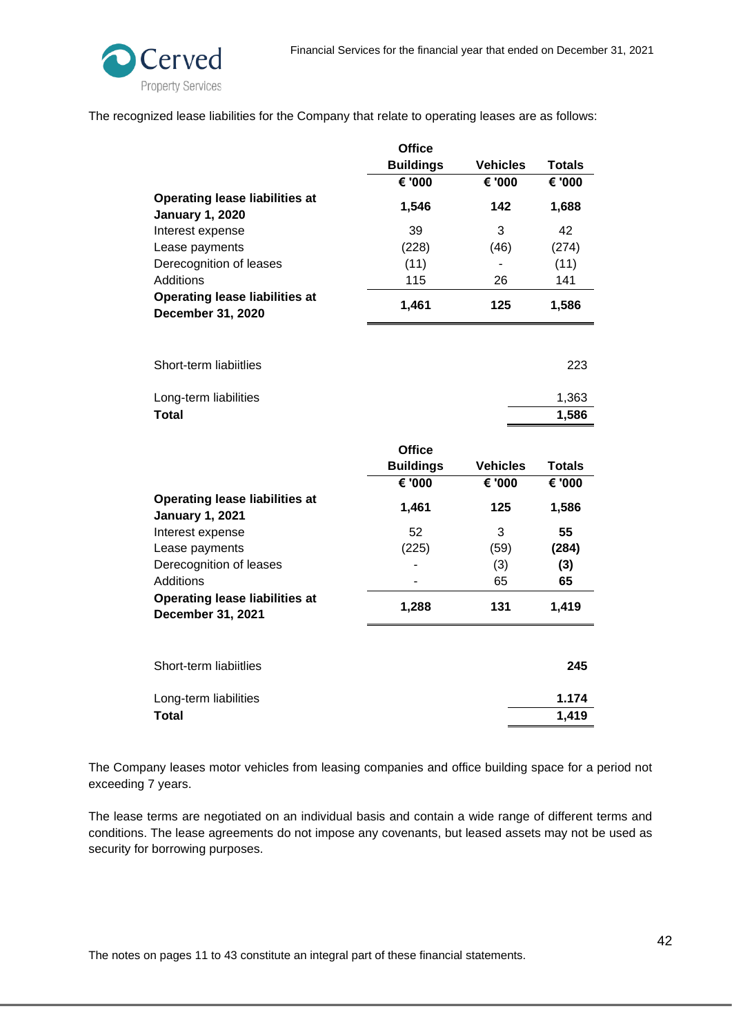The recognized lease liabilities for the Company that relate to operating leases are as follows:

| | Office Buildings | Vehicles | Totals |
|---|---|---|---|
| | € '000 | € '000 | € '000 |
| **Operating lease liabilities at January 1, 2020** | **1,546** | **142** | **1,688** |
| Interest expense | 39 | 3 | 42 |
| Lease payments | (228) | (46) | (274) |
| Derecognition of leases | (11) | - | (11) |
| Additions | 115 | 26 | 141 |
| **Operating lease liabilities at December 31, 2020** | **1,461** | **125** | **1,586** |

| | |
|---|---|
| Short-term liabiitlies | 223 |
| Long-term liabilities | 1,363 |
| **Total** | **1,586** |

| | Office Buildings | Vehicles | Totals |
|---|---|---|---|
| | € '000 | € '000 | € '000 |
| **Operating lease liabilities at January 1, 2021** | **1,461** | **125** | **1,586** |
| Interest expense | 52 | 3 | **55** |
| Lease payments | (225) | (59) | **(284)** |
| Derecognition of leases | - | (3) | **(3)** |
| Additions | - | 65 | **65** |
| **Operating lease liabilities at December 31, 2021** | **1,288** | **131** | **1,419** |

| | |
|---|---|
| Short-term liabiitlies | **245** |
| Long-term liabilities | **1.174** |
| **Total** | **1,419** |

The Company leases motor vehicles from leasing companies and office building space for a period not exceeding 7 years.

The lease terms are negotiated on an individual basis and contain a wide range of different terms and conditions. The lease agreements do not impose any covenants, but leased assets may not be used as security for borrowing purposes.

The notes on pages 11 to 43 constitute an integral part of these financial statements.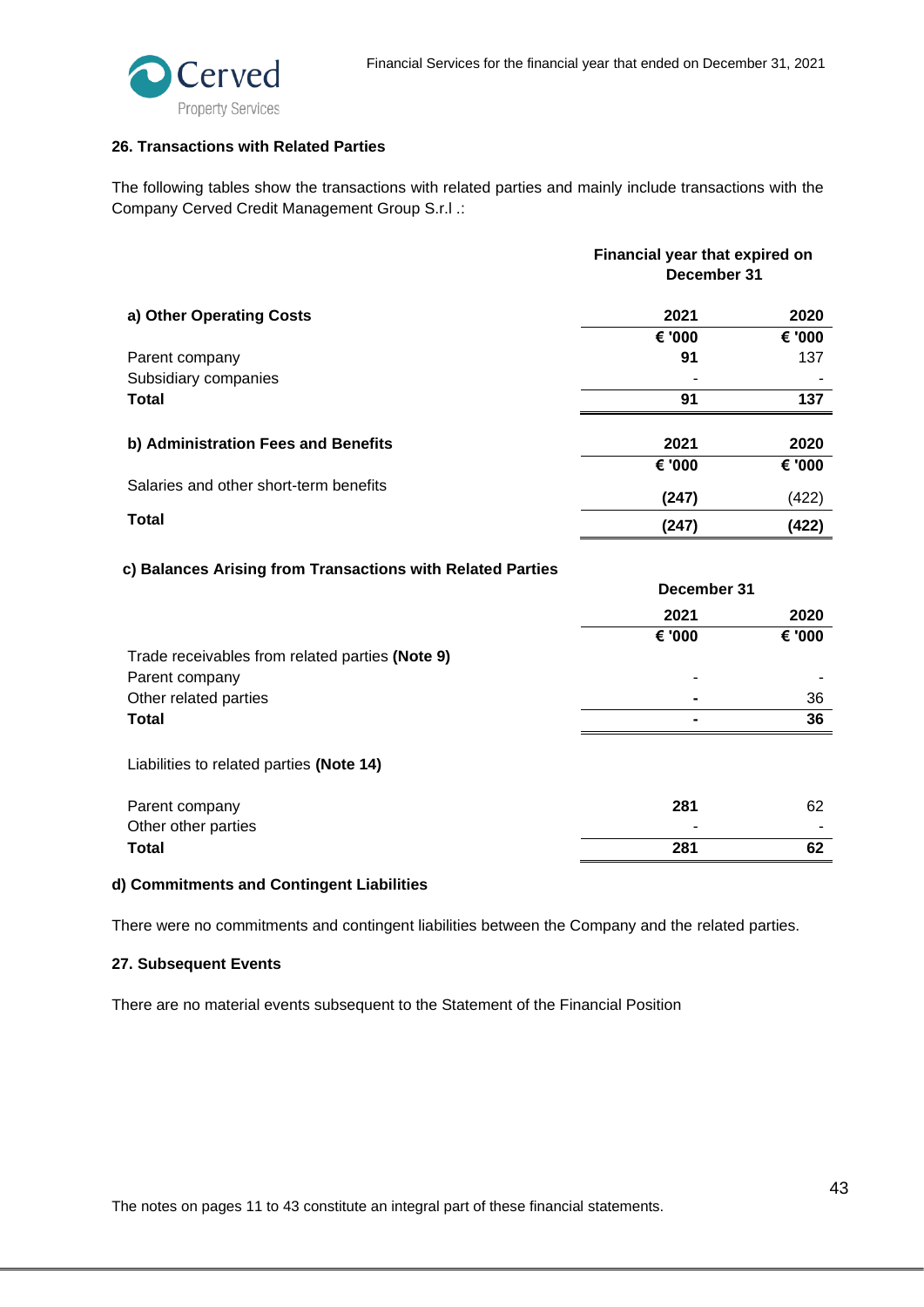## 26. Transactions with Related Parties

The following tables show the transactions with related parties and mainly include transactions with the Company Cerved Credit Management Group S.r.l .:

| | Financial year that expired on December 31 | |
|---|---|---|
| **a) Other Operating Costs** | **2021** | **2020** |
| | **€ '000** | **€ '000** |
| Parent company | **91** | 137 |
| Subsidiary companies | - | - |
| **Total** | **91** | **137** |

| **b) Administration Fees and Benefits** | **2021** | **2020** |
|---|---|---|
| | **€ '000** | **€ '000** |
| Salaries and other short-term benefits | **(247)** | (422) |
| **Total** | **(247)** | **(422)** |

**c) Balances Arising from Transactions with Related Parties**

| | December 31 | |
|---|---|---|
| | **2021** | **2020** |
| | **€ '000** | **€ '000** |
| Trade receivables from related parties **(Note 9)** | | |
| Parent company | - | - |
| Other related parties | **-** | 36 |
| **Total** | **-** | **36** |
| | | |
| Liabilities to related parties **(Note 14)** | | |
| Parent company | **281** | 62 |
| Other other parties | - | - |
| **Total** | **281** | **62** |

**d) Commitments and Contingent Liabilities**

There were no commitments and contingent liabilities between the Company and the related parties.

## 27. Subsequent Events

There are no material events subsequent to the Statement of the Financial Position

The notes on pages 11 to 43 constitute an integral part of these financial statements.